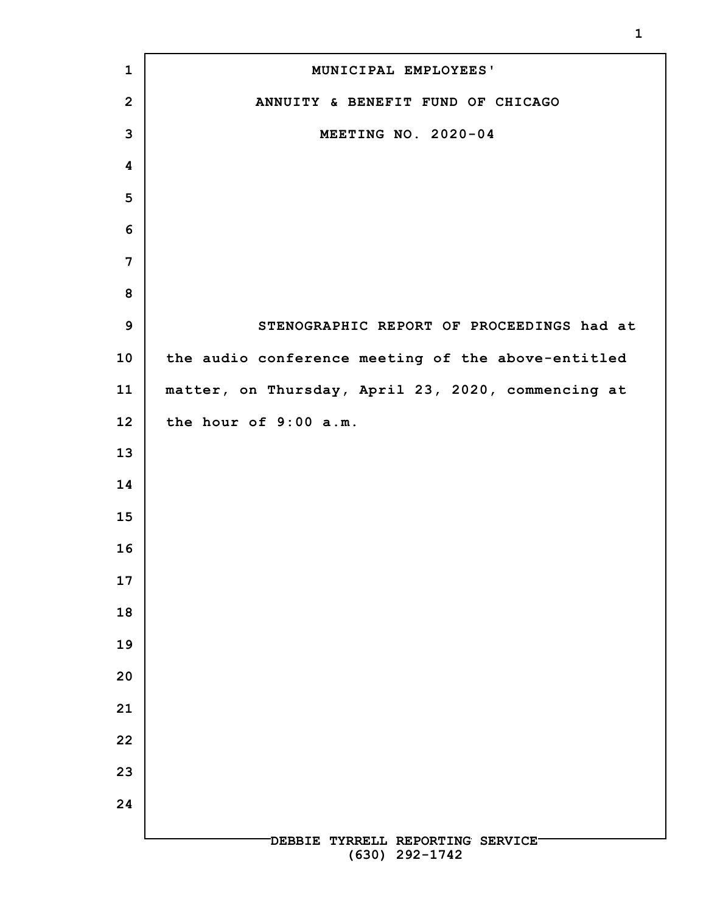# MUNICIPAL EMPLOYEES'

# ANNUITY & BENEFIT FUND OF CHICAGO

## MEETING NO. 2020-04

STENOGRAPHIC REPORT OF PROCEEDINGS had at the audio conference meeting of the above-entitled matter, on Thursday, April 23, 2020, commencing at the hour of 9:00 a.m.

DEBBIE TYRRELL REPORTING SERVICE
(630) 292-1742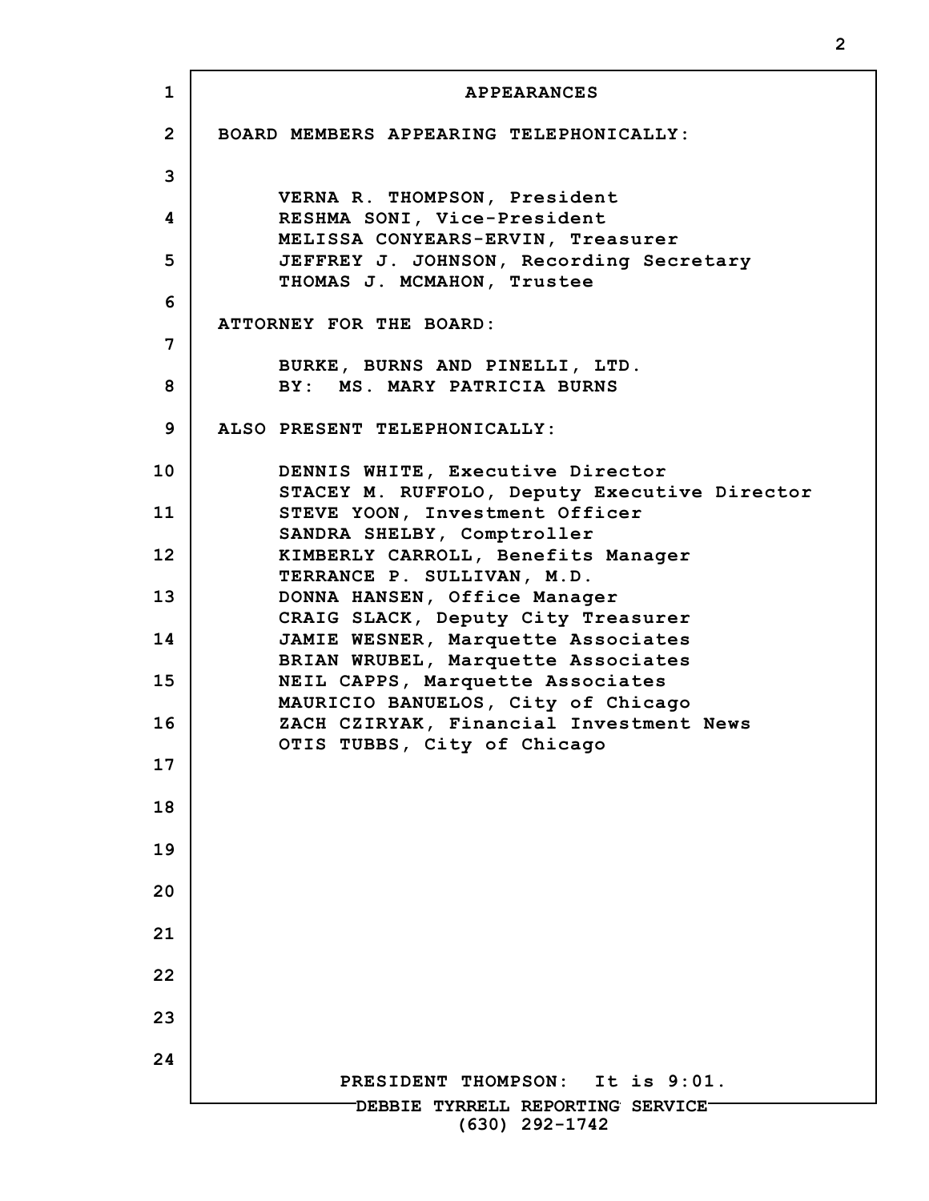# APPEARANCES

**BOARD MEMBERS APPEARING TELEPHONICALLY:**

VERNA R. THOMPSON, President
RESHMA SONI, Vice-President
MELISSA CONYEARS-ERVIN, Treasurer
JEFFREY J. JOHNSON, Recording Secretary
THOMAS J. MCMAHON, Trustee

**ATTORNEY FOR THE BOARD:**

BURKE, BURNS AND PINELLI, LTD.
BY: MS. MARY PATRICIA BURNS

**ALSO PRESENT TELEPHONICALLY:**

DENNIS WHITE, Executive Director
STACEY M. RUFFOLO, Deputy Executive Director
STEVE YOON, Investment Officer
SANDRA SHELBY, Comptroller
KIMBERLY CARROLL, Benefits Manager
TERRANCE P. SULLIVAN, M.D.
DONNA HANSEN, Office Manager
CRAIG SLACK, Deputy City Treasurer
JAMIE WESNER, Marquette Associates
BRIAN WRUBEL, Marquette Associates
NEIL CAPPS, Marquette Associates
MAURICIO BANUELOS, City of Chicago
ZACH CZIRYAK, Financial Investment News
OTIS TUBBS, City of Chicago

PRESIDENT THOMPSON: It is 9:01.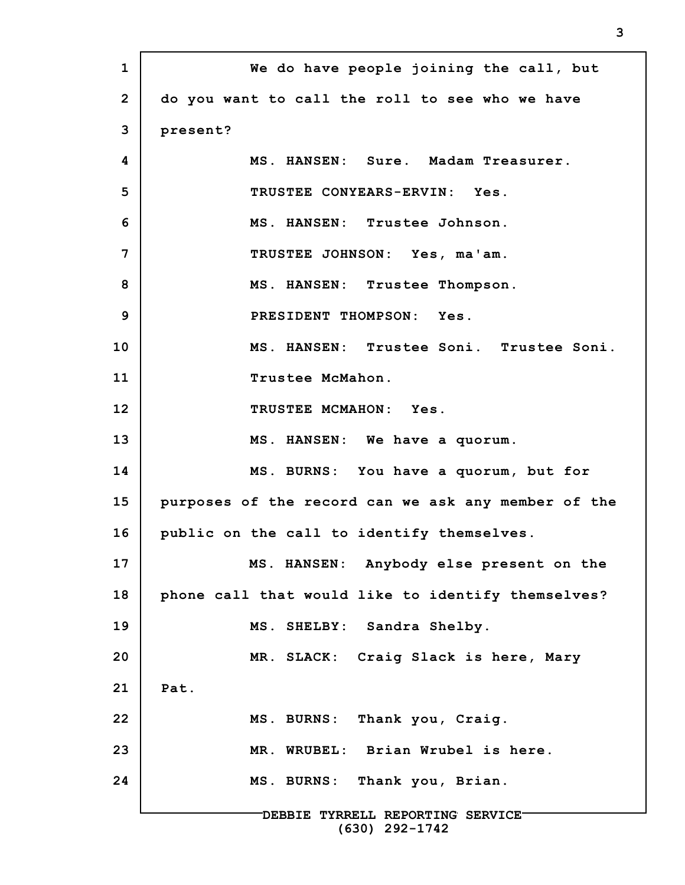We do have people joining the call, but do you want to call the roll to see who we have present?

MS. HANSEN: Sure. Madam Treasurer.

TRUSTEE CONYEARS-ERVIN: Yes.

MS. HANSEN: Trustee Johnson.

TRUSTEE JOHNSON: Yes, ma'am.

MS. HANSEN: Trustee Thompson.

PRESIDENT THOMPSON: Yes.

MS. HANSEN: Trustee Soni. Trustee Soni. Trustee McMahon.

TRUSTEE MCMAHON: Yes.

MS. HANSEN: We have a quorum.

MS. BURNS: You have a quorum, but for purposes of the record can we ask any member of the public on the call to identify themselves.

MS. HANSEN: Anybody else present on the phone call that would like to identify themselves?

MS. SHELBY: Sandra Shelby.

MR. SLACK: Craig Slack is here, Mary Pat.

MS. BURNS: Thank you, Craig.

MR. WRUBEL: Brian Wrubel is here.

MS. BURNS: Thank you, Brian.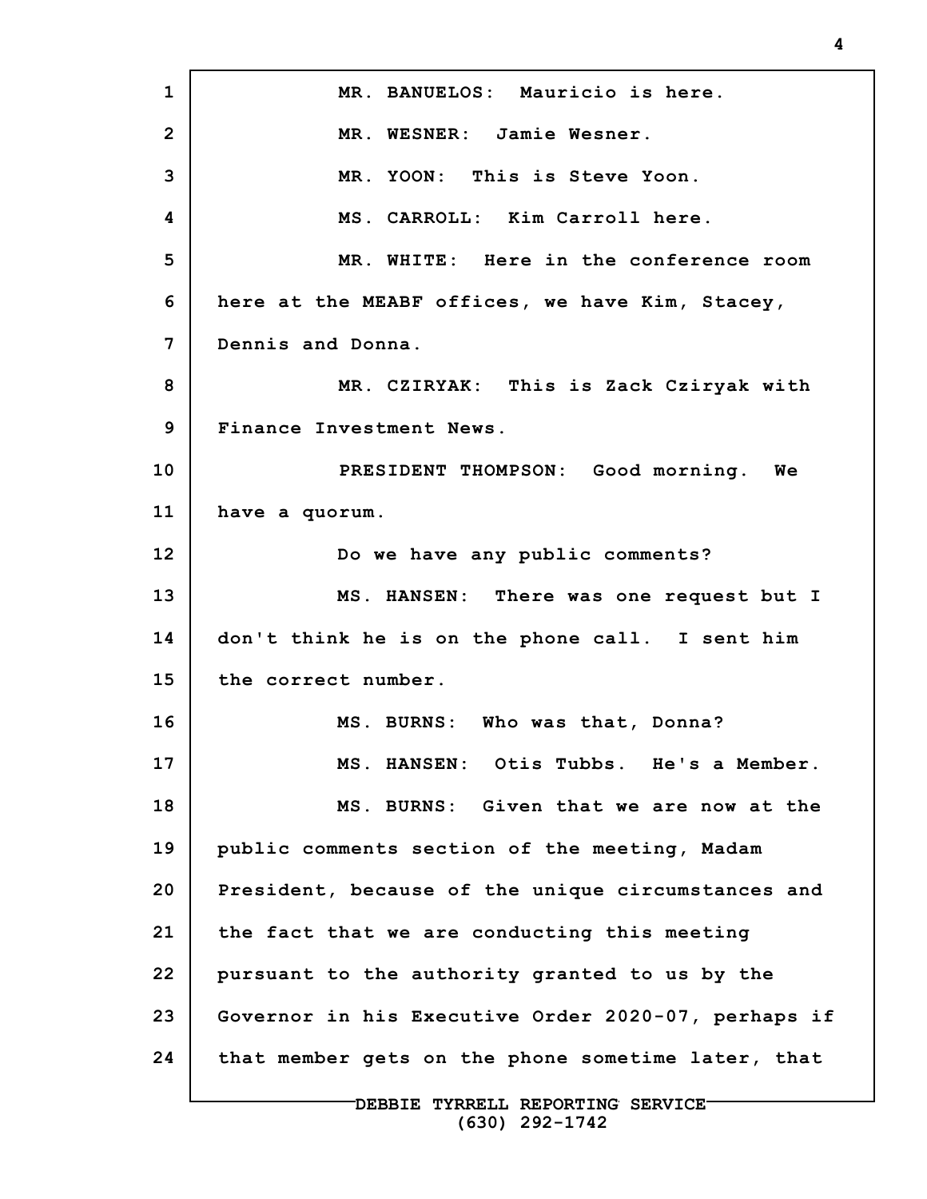MR. BANUELOS: Mauricio is here.

MR. WESNER: Jamie Wesner.

MR. YOON: This is Steve Yoon.

MS. CARROLL: Kim Carroll here.

MR. WHITE: Here in the conference room here at the MEABF offices, we have Kim, Stacey, Dennis and Donna.

MR. CZIRYAK: This is Zack Cziryak with Finance Investment News.

PRESIDENT THOMPSON: Good morning. We have a quorum.

Do we have any public comments?

MS. HANSEN: There was one request but I don't think he is on the phone call. I sent him the correct number.

MS. BURNS: Who was that, Donna?

MS. HANSEN: Otis Tubbs. He's a Member.

MS. BURNS: Given that we are now at the public comments section of the meeting, Madam President, because of the unique circumstances and the fact that we are conducting this meeting pursuant to the authority granted to us by the Governor in his Executive Order 2020-07, perhaps if that member gets on the phone sometime later, that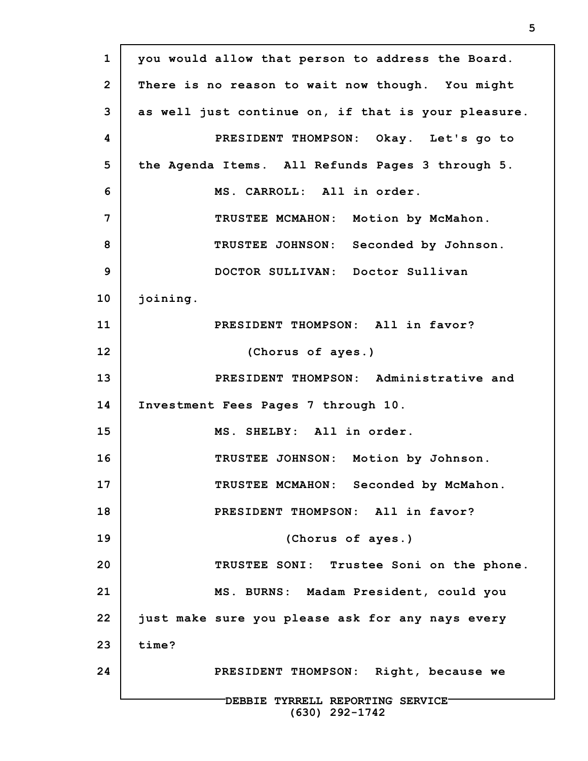you would allow that person to address the Board. There is no reason to wait now though. You might as well just continue on, if that is your pleasure.

PRESIDENT THOMPSON: Okay. Let's go to the Agenda Items. All Refunds Pages 3 through 5.

MS. CARROLL: All in order.

TRUSTEE MCMAHON: Motion by McMahon.

TRUSTEE JOHNSON: Seconded by Johnson.

DOCTOR SULLIVAN: Doctor Sullivan joining.

PRESIDENT THOMPSON: All in favor?

(Chorus of ayes.)

PRESIDENT THOMPSON: Administrative and Investment Fees Pages 7 through 10.

MS. SHELBY: All in order.

TRUSTEE JOHNSON: Motion by Johnson.

TRUSTEE MCMAHON: Seconded by McMahon.

PRESIDENT THOMPSON: All in favor?

(Chorus of ayes.)

TRUSTEE SONI: Trustee Soni on the phone.

MS. BURNS: Madam President, could you just make sure you please ask for any nays every time?

PRESIDENT THOMPSON: Right, because we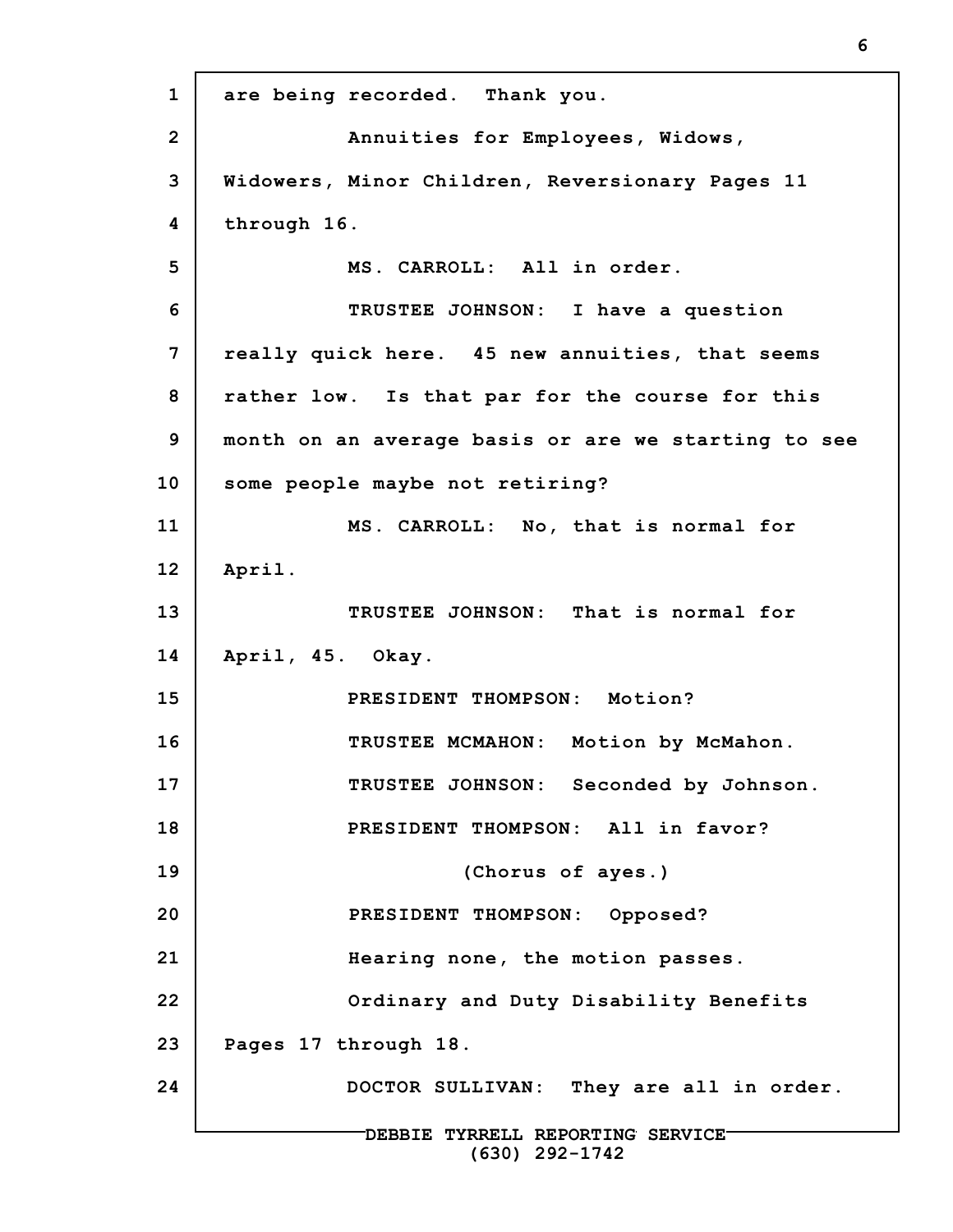are being recorded. Thank you.

Annuities for Employees, Widows, Widowers, Minor Children, Reversionary Pages 11 through 16.

MS. CARROLL: All in order.

TRUSTEE JOHNSON: I have a question really quick here. 45 new annuities, that seems rather low. Is that par for the course for this month on an average basis or are we starting to see some people maybe not retiring?

MS. CARROLL: No, that is normal for April.

TRUSTEE JOHNSON: That is normal for April, 45. Okay.

PRESIDENT THOMPSON: Motion?

TRUSTEE MCMAHON: Motion by McMahon.

TRUSTEE JOHNSON: Seconded by Johnson.

PRESIDENT THOMPSON: All in favor?

(Chorus of ayes.)

PRESIDENT THOMPSON: Opposed?

Hearing none, the motion passes.

Ordinary and Duty Disability Benefits Pages 17 through 18.

DOCTOR SULLIVAN: They are all in order.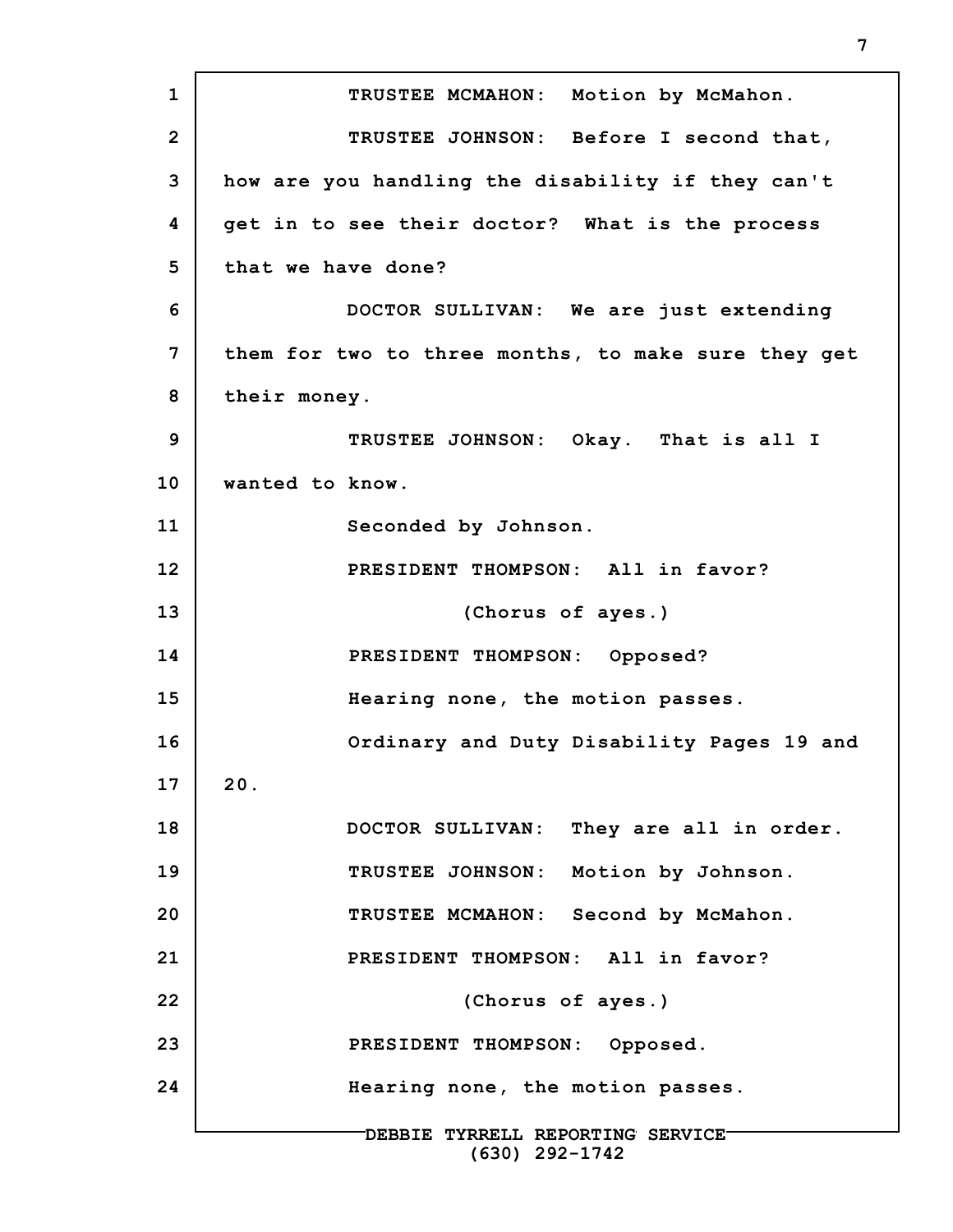TRUSTEE MCMAHON: Motion by McMahon.

TRUSTEE JOHNSON: Before I second that, how are you handling the disability if they can't get in to see their doctor? What is the process that we have done?

DOCTOR SULLIVAN: We are just extending them for two to three months, to make sure they get their money.

TRUSTEE JOHNSON: Okay. That is all I wanted to know.

Seconded by Johnson.

PRESIDENT THOMPSON: All in favor?

(Chorus of ayes.)

PRESIDENT THOMPSON: Opposed?

Hearing none, the motion passes.

Ordinary and Duty Disability Pages 19 and 20.

DOCTOR SULLIVAN: They are all in order.

TRUSTEE JOHNSON: Motion by Johnson.

TRUSTEE MCMAHON: Second by McMahon.

PRESIDENT THOMPSON: All in favor?

(Chorus of ayes.)

PRESIDENT THOMPSON: Opposed.

Hearing none, the motion passes.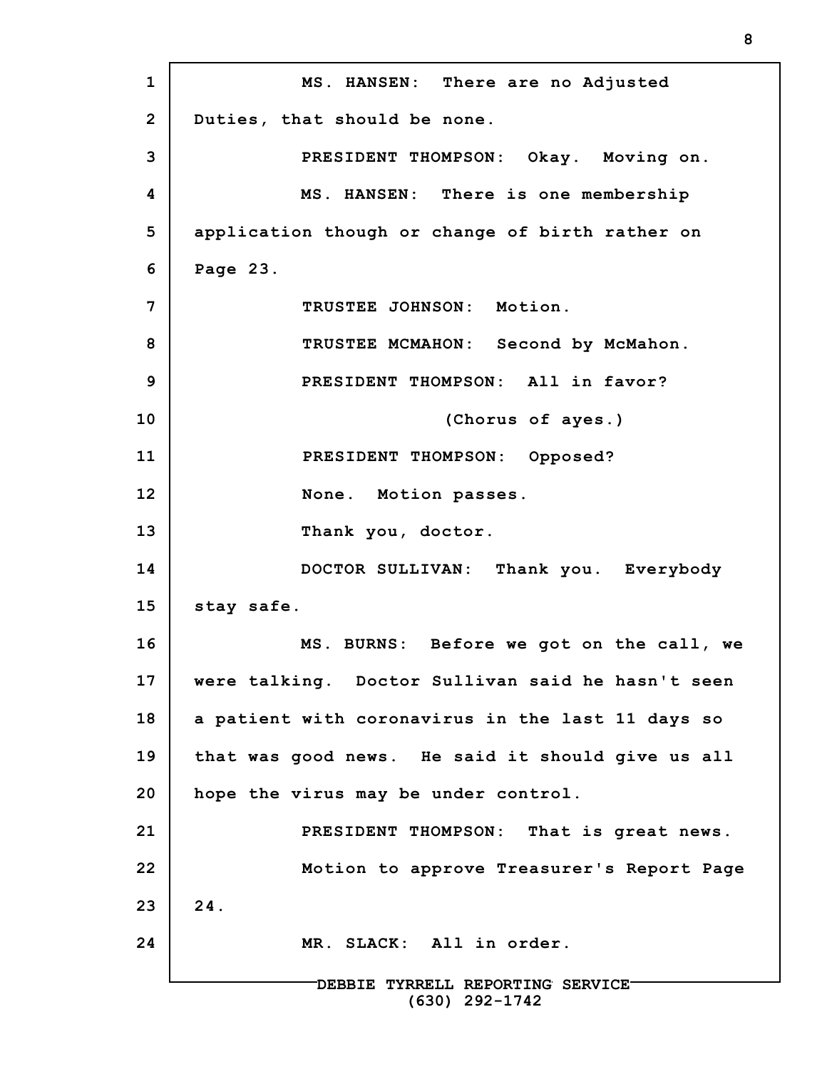MS. HANSEN: There are no Adjusted Duties, that should be none.

PRESIDENT THOMPSON: Okay. Moving on.

MS. HANSEN: There is one membership application though or change of birth rather on Page 23.

TRUSTEE JOHNSON: Motion.

TRUSTEE MCMAHON: Second by McMahon.

PRESIDENT THOMPSON: All in favor?

(Chorus of ayes.)

PRESIDENT THOMPSON: Opposed?

None. Motion passes.

Thank you, doctor.

DOCTOR SULLIVAN: Thank you. Everybody stay safe.

MS. BURNS: Before we got on the call, we were talking. Doctor Sullivan said he hasn't seen a patient with coronavirus in the last 11 days so that was good news. He said it should give us all hope the virus may be under control.

PRESIDENT THOMPSON: That is great news.

Motion to approve Treasurer's Report Page 24.

MR. SLACK: All in order.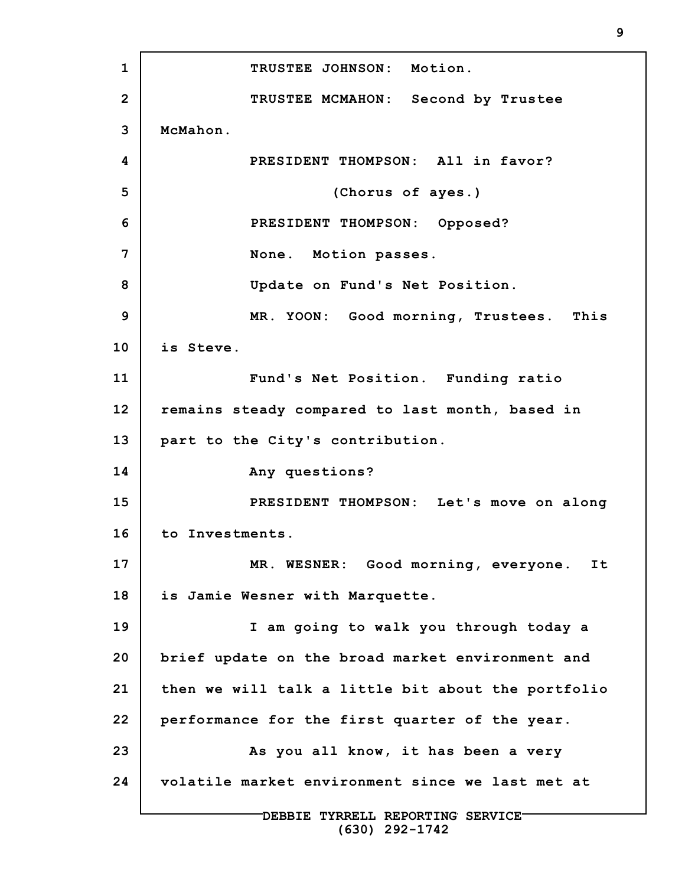TRUSTEE JOHNSON: Motion.

TRUSTEE MCMAHON: Second by Trustee McMahon.

PRESIDENT THOMPSON: All in favor?

(Chorus of ayes.)

PRESIDENT THOMPSON: Opposed?

None. Motion passes.

Update on Fund's Net Position.

MR. YOON: Good morning, Trustees. This is Steve.

Fund's Net Position. Funding ratio remains steady compared to last month, based in part to the City's contribution.

Any questions?

PRESIDENT THOMPSON: Let's move on along to Investments.

MR. WESNER: Good morning, everyone. It is Jamie Wesner with Marquette.

I am going to walk you through today a brief update on the broad market environment and then we will talk a little bit about the portfolio performance for the first quarter of the year.

As you all know, it has been a very volatile market environment since we last met at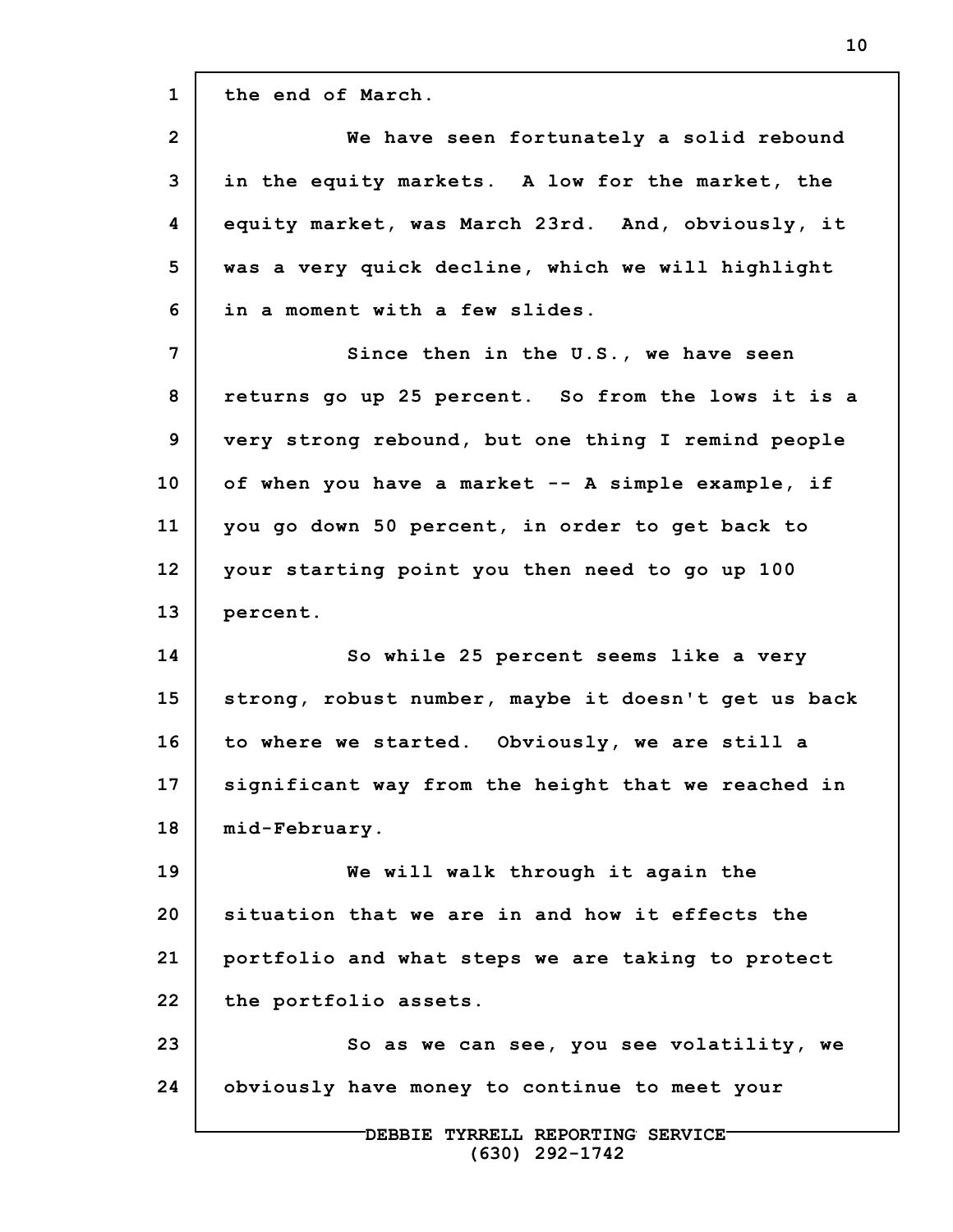the end of March.

We have seen fortunately a solid rebound in the equity markets. A low for the market, the equity market, was March 23rd. And, obviously, it was a very quick decline, which we will highlight in a moment with a few slides.

Since then in the U.S., we have seen returns go up 25 percent. So from the lows it is a very strong rebound, but one thing I remind people of when you have a market -- A simple example, if you go down 50 percent, in order to get back to your starting point you then need to go up 100 percent.

So while 25 percent seems like a very strong, robust number, maybe it doesn't get us back to where we started. Obviously, we are still a significant way from the height that we reached in mid-February.

We will walk through it again the situation that we are in and how it effects the portfolio and what steps we are taking to protect the portfolio assets.

So as we can see, you see volatility, we obviously have money to continue to meet your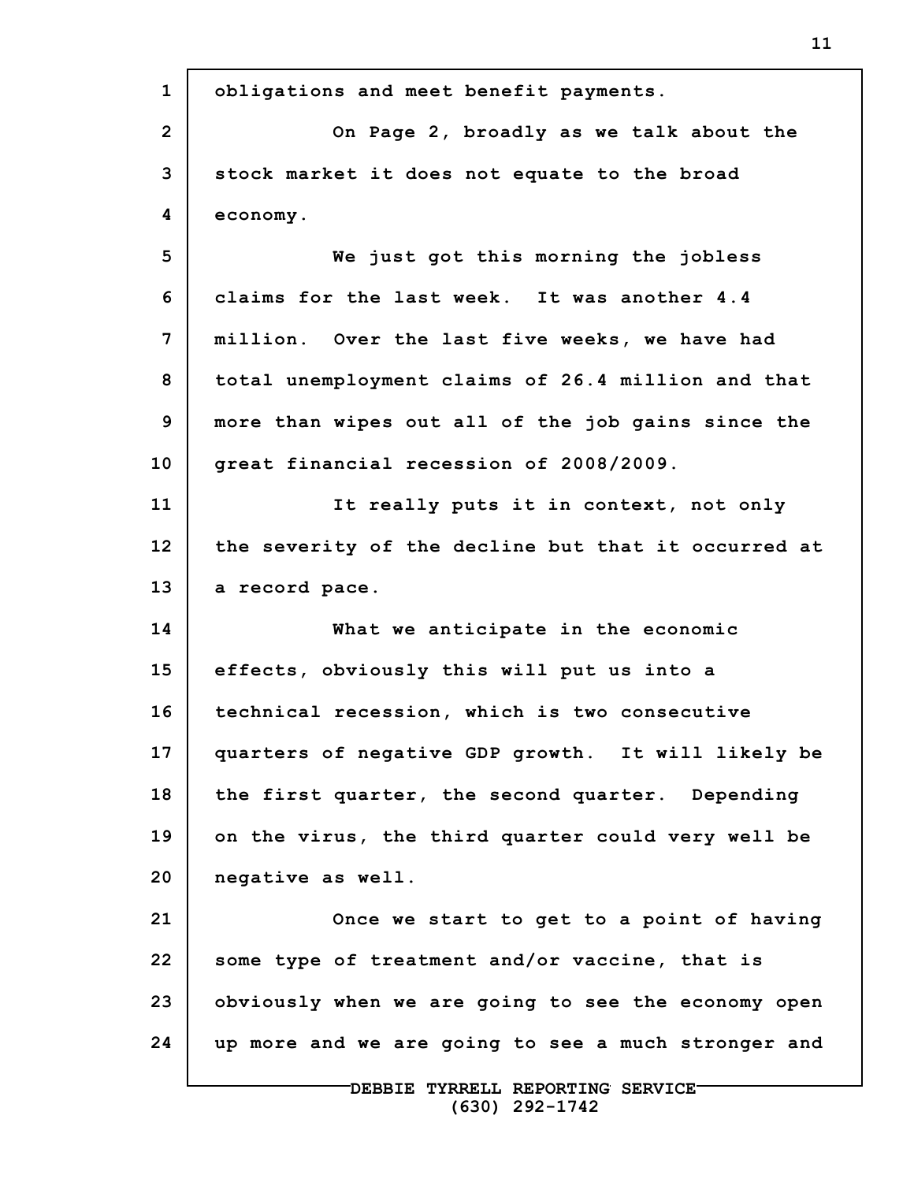obligations and meet benefit payments.

On Page 2, broadly as we talk about the stock market it does not equate to the broad economy.

We just got this morning the jobless claims for the last week. It was another 4.4 million. Over the last five weeks, we have had total unemployment claims of 26.4 million and that more than wipes out all of the job gains since the great financial recession of 2008/2009.

It really puts it in context, not only the severity of the decline but that it occurred at a record pace.

What we anticipate in the economic effects, obviously this will put us into a technical recession, which is two consecutive quarters of negative GDP growth. It will likely be the first quarter, the second quarter. Depending on the virus, the third quarter could very well be negative as well.

Once we start to get to a point of having some type of treatment and/or vaccine, that is obviously when we are going to see the economy open up more and we are going to see a much stronger and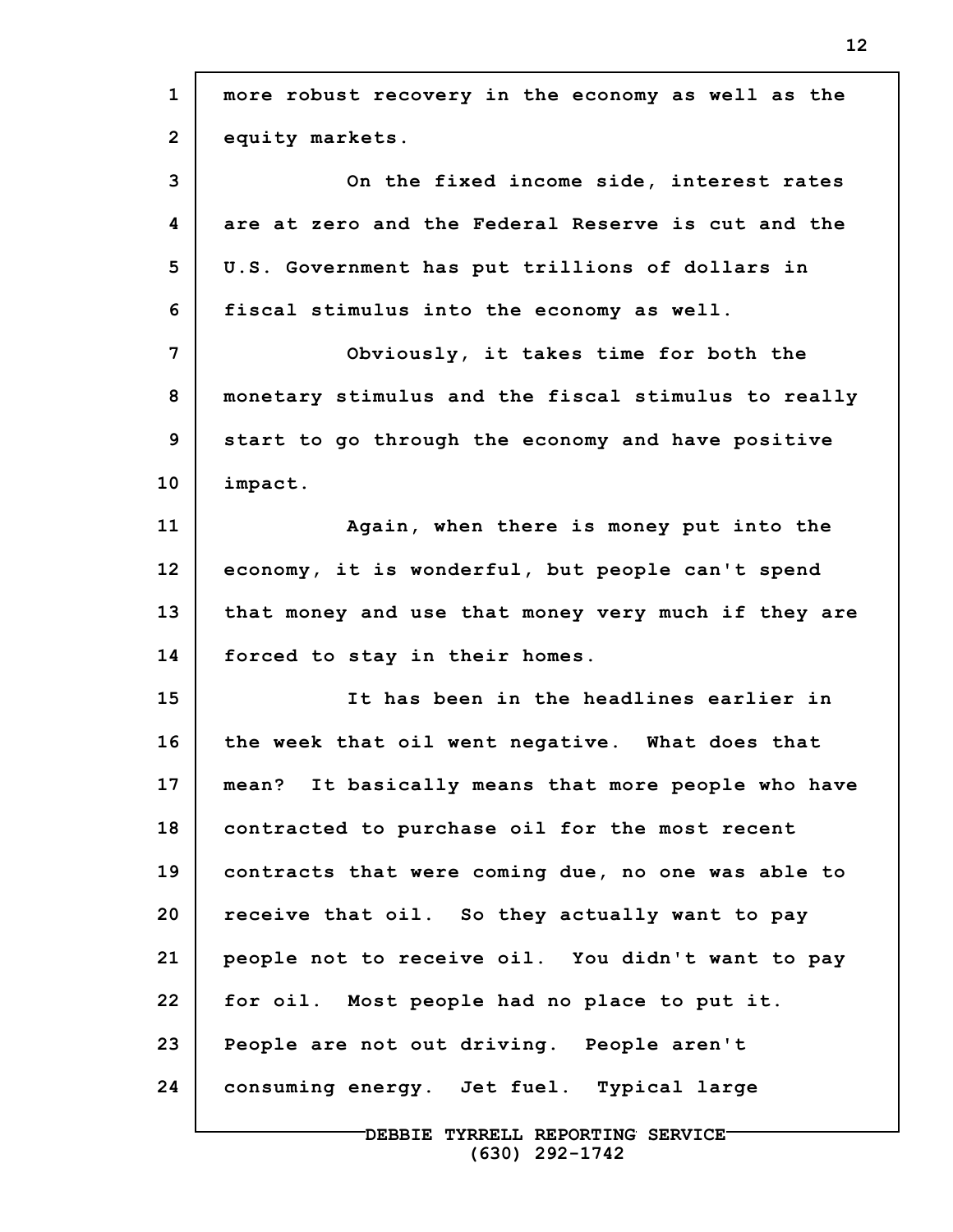more robust recovery in the economy as well as the equity markets.

On the fixed income side, interest rates are at zero and the Federal Reserve is cut and the U.S. Government has put trillions of dollars in fiscal stimulus into the economy as well.

Obviously, it takes time for both the monetary stimulus and the fiscal stimulus to really start to go through the economy and have positive impact.

Again, when there is money put into the economy, it is wonderful, but people can't spend that money and use that money very much if they are forced to stay in their homes.

It has been in the headlines earlier in the week that oil went negative. What does that mean? It basically means that more people who have contracted to purchase oil for the most recent contracts that were coming due, no one was able to receive that oil. So they actually want to pay people not to receive oil. You didn't want to pay for oil. Most people had no place to put it. People are not out driving. People aren't consuming energy. Jet fuel. Typical large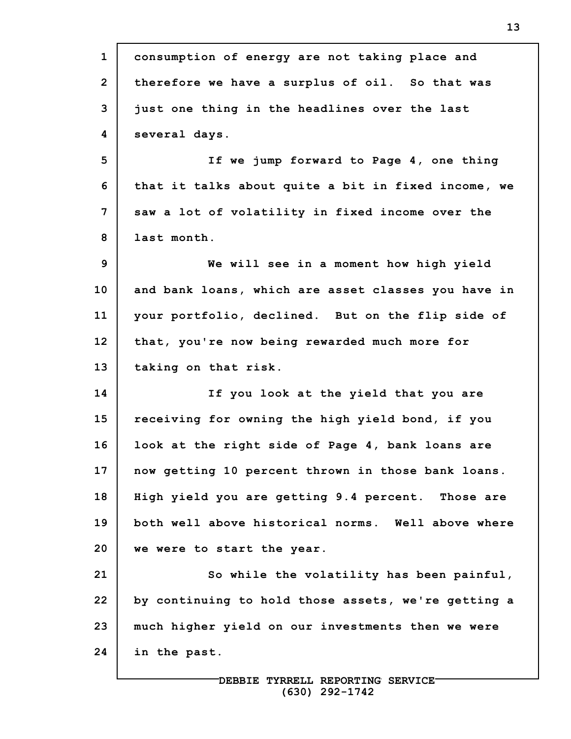consumption of energy are not taking place and therefore we have a surplus of oil. So that was just one thing in the headlines over the last several days.

If we jump forward to Page 4, one thing that it talks about quite a bit in fixed income, we saw a lot of volatility in fixed income over the last month.

We will see in a moment how high yield and bank loans, which are asset classes you have in your portfolio, declined. But on the flip side of that, you're now being rewarded much more for taking on that risk.

If you look at the yield that you are receiving for owning the high yield bond, if you look at the right side of Page 4, bank loans are now getting 10 percent thrown in those bank loans. High yield you are getting 9.4 percent. Those are both well above historical norms. Well above where we were to start the year.

So while the volatility has been painful, by continuing to hold those assets, we're getting a much higher yield on our investments then we were in the past.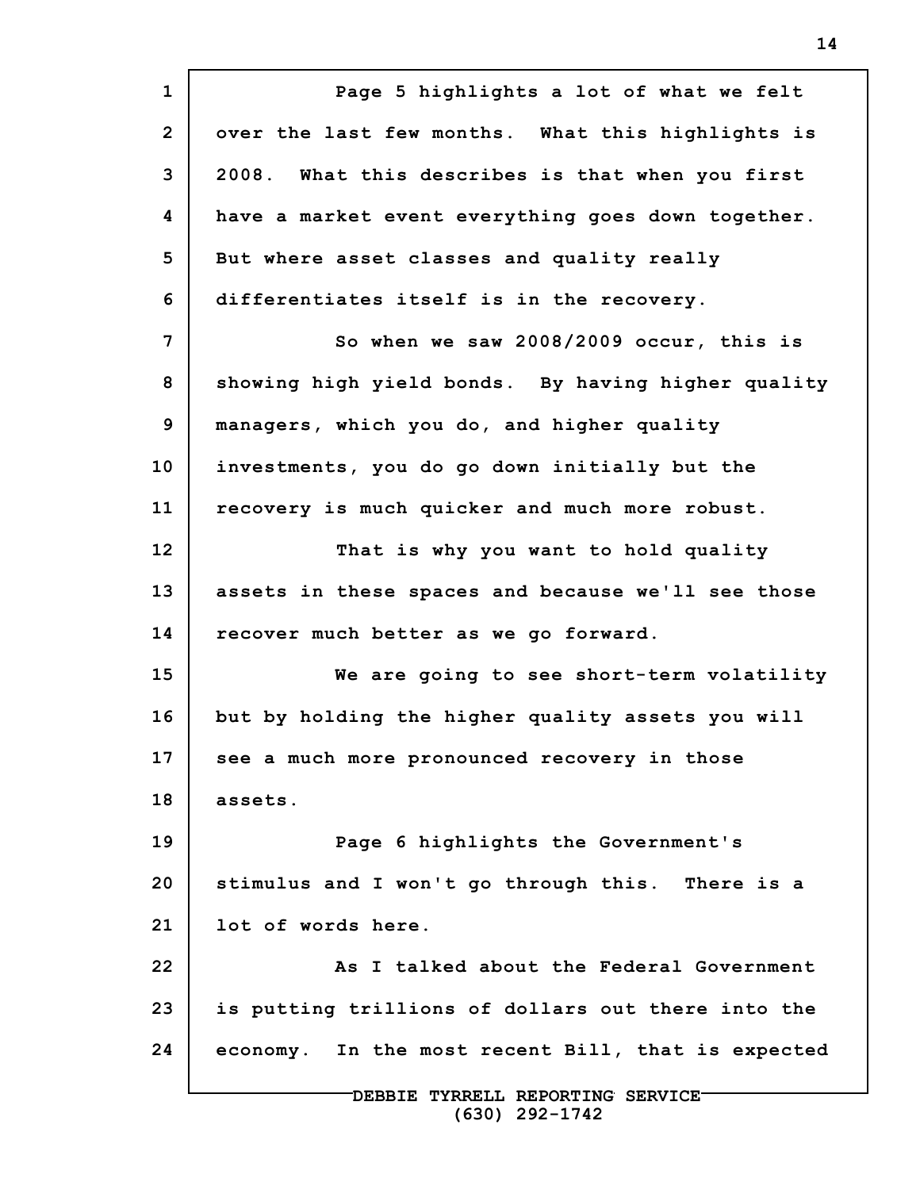Page 5 highlights a lot of what we felt over the last few months. What this highlights is 2008. What this describes is that when you first have a market event everything goes down together. But where asset classes and quality really differentiates itself is in the recovery.

So when we saw 2008/2009 occur, this is showing high yield bonds. By having higher quality managers, which you do, and higher quality investments, you do go down initially but the recovery is much quicker and much more robust.

That is why you want to hold quality assets in these spaces and because we'll see those recover much better as we go forward.

We are going to see short-term volatility but by holding the higher quality assets you will see a much more pronounced recovery in those assets.

Page 6 highlights the Government's stimulus and I won't go through this. There is a lot of words here.

As I talked about the Federal Government is putting trillions of dollars out there into the economy. In the most recent Bill, that is expected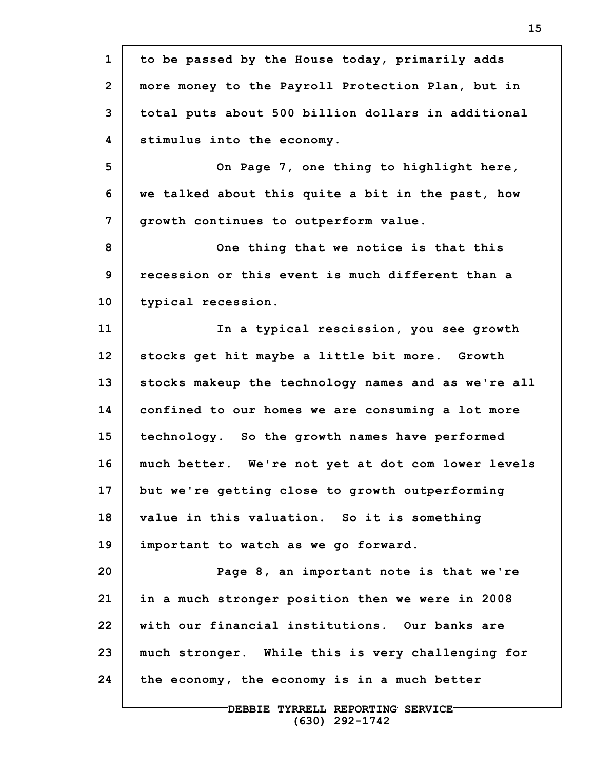to be passed by the House today, primarily adds more money to the Payroll Protection Plan, but in total puts about 500 billion dollars in additional stimulus into the economy.

On Page 7, one thing to highlight here, we talked about this quite a bit in the past, how growth continues to outperform value.

One thing that we notice is that this recession or this event is much different than a typical recession.

In a typical rescission, you see growth stocks get hit maybe a little bit more. Growth stocks makeup the technology names and as we're all confined to our homes we are consuming a lot more technology. So the growth names have performed much better. We're not yet at dot com lower levels but we're getting close to growth outperforming value in this valuation. So it is something important to watch as we go forward.

Page 8, an important note is that we're in a much stronger position then we were in 2008 with our financial institutions. Our banks are much stronger. While this is very challenging for the economy, the economy is in a much better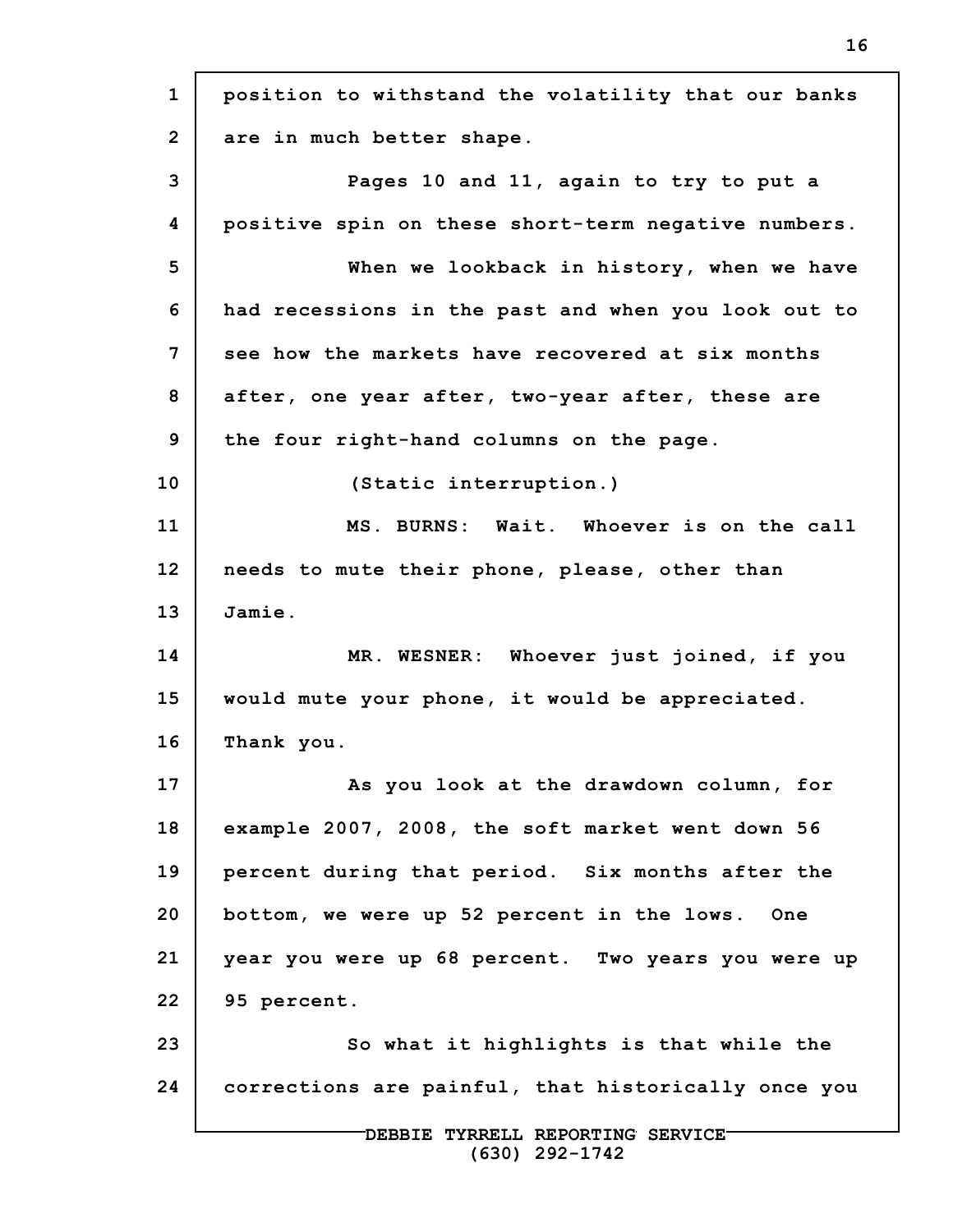position to withstand the volatility that our banks are in much better shape.

Pages 10 and 11, again to try to put a positive spin on these short-term negative numbers.

When we lookback in history, when we have had recessions in the past and when you look out to see how the markets have recovered at six months after, one year after, two-year after, these are the four right-hand columns on the page.

(Static interruption.)

MS. BURNS: Wait. Whoever is on the call needs to mute their phone, please, other than Jamie.

MR. WESNER: Whoever just joined, if you would mute your phone, it would be appreciated. Thank you.

As you look at the drawdown column, for example 2007, 2008, the soft market went down 56 percent during that period. Six months after the bottom, we were up 52 percent in the lows. One year you were up 68 percent. Two years you were up 95 percent.

So what it highlights is that while the corrections are painful, that historically once you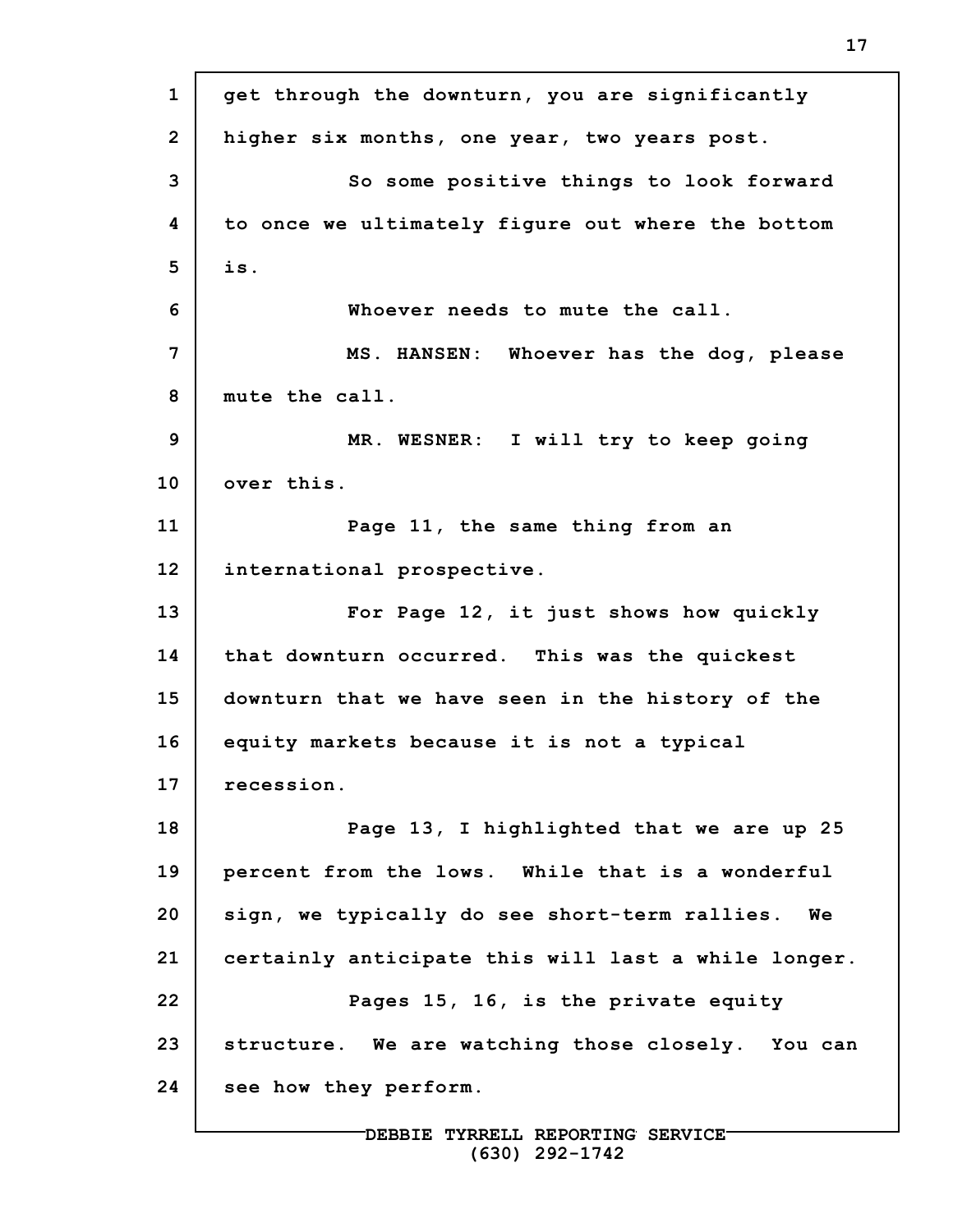get through the downturn, you are significantly higher six months, one year, two years post.

So some positive things to look forward to once we ultimately figure out where the bottom is.

Whoever needs to mute the call.

MS. HANSEN: Whoever has the dog, please mute the call.

MR. WESNER: I will try to keep going over this.

Page 11, the same thing from an international prospective.

For Page 12, it just shows how quickly that downturn occurred. This was the quickest downturn that we have seen in the history of the equity markets because it is not a typical recession.

Page 13, I highlighted that we are up 25 percent from the lows. While that is a wonderful sign, we typically do see short-term rallies. We certainly anticipate this will last a while longer.

Pages 15, 16, is the private equity structure. We are watching those closely. You can see how they perform.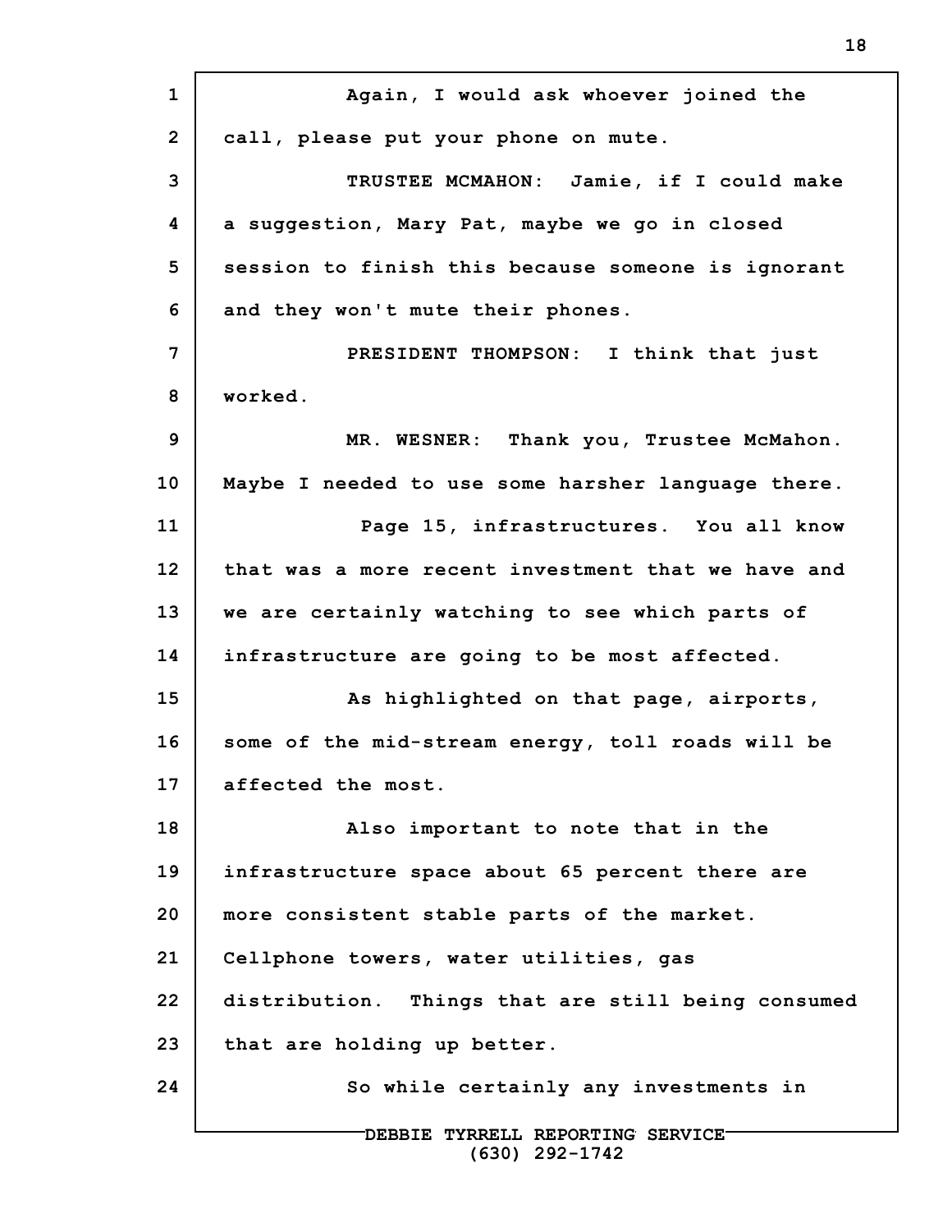Again, I would ask whoever joined the call, please put your phone on mute.

TRUSTEE MCMAHON: Jamie, if I could make a suggestion, Mary Pat, maybe we go in closed session to finish this because someone is ignorant and they won't mute their phones.

PRESIDENT THOMPSON: I think that just worked.

MR. WESNER: Thank you, Trustee McMahon. Maybe I needed to use some harsher language there.

Page 15, infrastructures. You all know that was a more recent investment that we have and we are certainly watching to see which parts of infrastructure are going to be most affected.

As highlighted on that page, airports, some of the mid-stream energy, toll roads will be affected the most.

Also important to note that in the infrastructure space about 65 percent there are more consistent stable parts of the market. Cellphone towers, water utilities, gas distribution. Things that are still being consumed that are holding up better.

So while certainly any investments in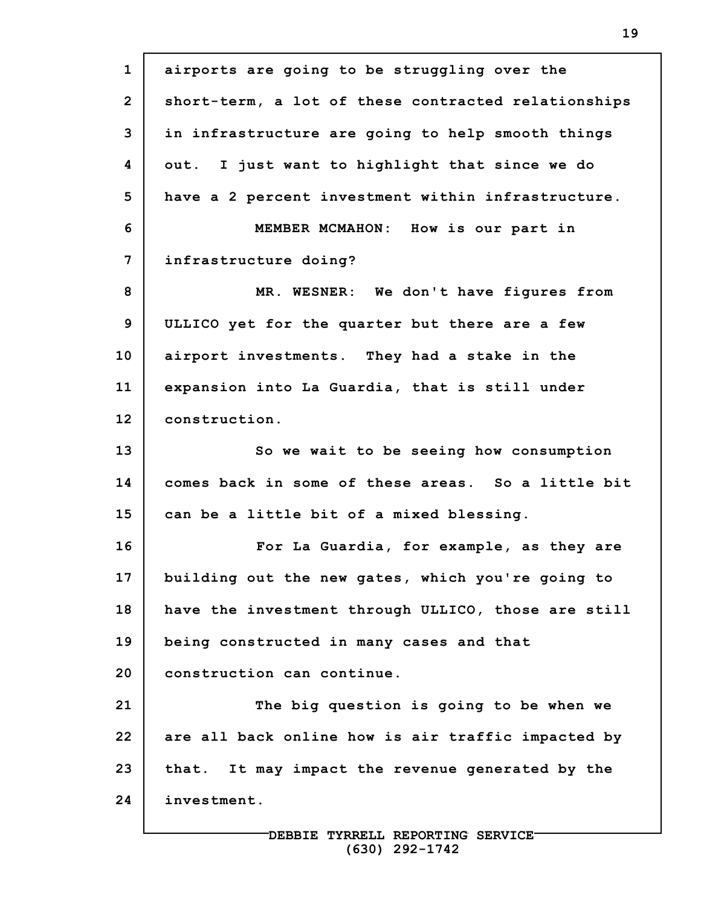airports are going to be struggling over the short-term, a lot of these contracted relationships in infrastructure are going to help smooth things out. I just want to highlight that since we do have a 2 percent investment within infrastructure.

MEMBER MCMAHON: How is our part in infrastructure doing?

MR. WESNER: We don't have figures from ULLICO yet for the quarter but there are a few airport investments. They had a stake in the expansion into La Guardia, that is still under construction.

So we wait to be seeing how consumption comes back in some of these areas. So a little bit can be a little bit of a mixed blessing.

For La Guardia, for example, as they are building out the new gates, which you're going to have the investment through ULLICO, those are still being constructed in many cases and that construction can continue.

The big question is going to be when we are all back online how is air traffic impacted by that. It may impact the revenue generated by the investment.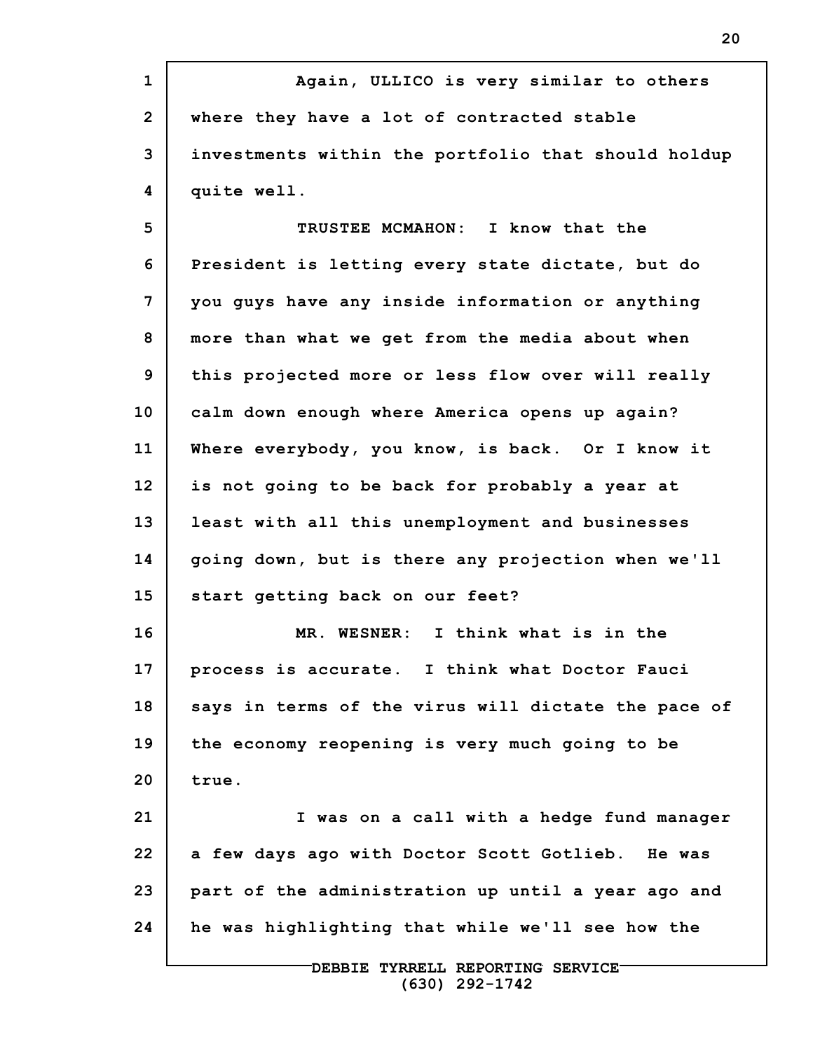Again, ULLICO is very similar to others where they have a lot of contracted stable investments within the portfolio that should holdup quite well.

TRUSTEE MCMAHON: I know that the President is letting every state dictate, but do you guys have any inside information or anything more than what we get from the media about when this projected more or less flow over will really calm down enough where America opens up again? Where everybody, you know, is back. Or I know it is not going to be back for probably a year at least with all this unemployment and businesses going down, but is there any projection when we'll start getting back on our feet?

MR. WESNER: I think what is in the process is accurate. I think what Doctor Fauci says in terms of the virus will dictate the pace of the economy reopening is very much going to be true.

I was on a call with a hedge fund manager a few days ago with Doctor Scott Gotlieb. He was part of the administration up until a year ago and he was highlighting that while we'll see how the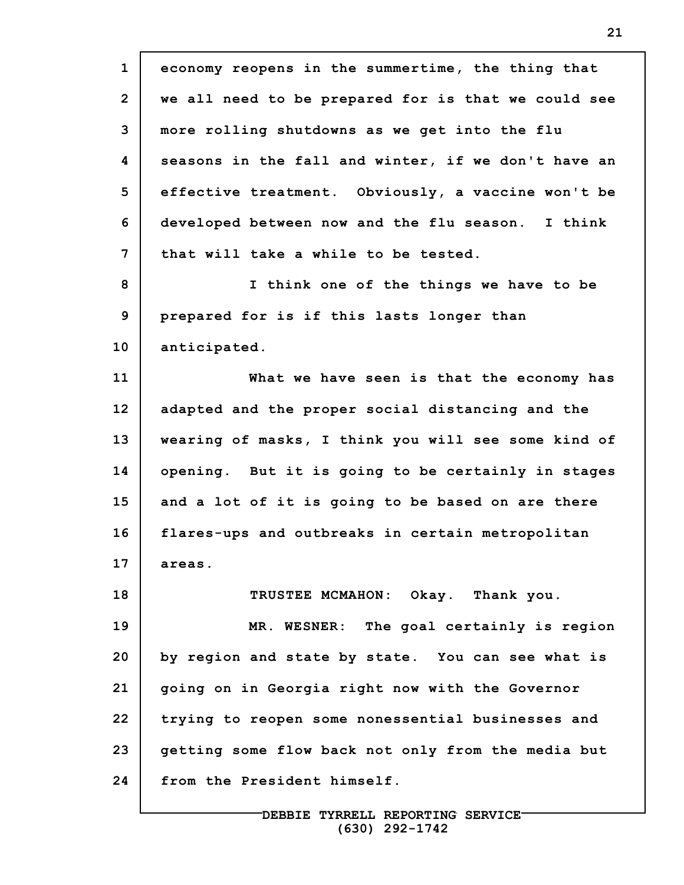economy reopens in the summertime, the thing that we all need to be prepared for is that we could see more rolling shutdowns as we get into the flu seasons in the fall and winter, if we don't have an effective treatment. Obviously, a vaccine won't be developed between now and the flu season. I think that will take a while to be tested.

I think one of the things we have to be prepared for is if this lasts longer than anticipated.

What we have seen is that the economy has adapted and the proper social distancing and the wearing of masks, I think you will see some kind of opening. But it is going to be certainly in stages and a lot of it is going to be based on are there flares-ups and outbreaks in certain metropolitan areas.

TRUSTEE MCMAHON: Okay. Thank you.

MR. WESNER: The goal certainly is region by region and state by state. You can see what is going on in Georgia right now with the Governor trying to reopen some nonessential businesses and getting some flow back not only from the media but from the President himself.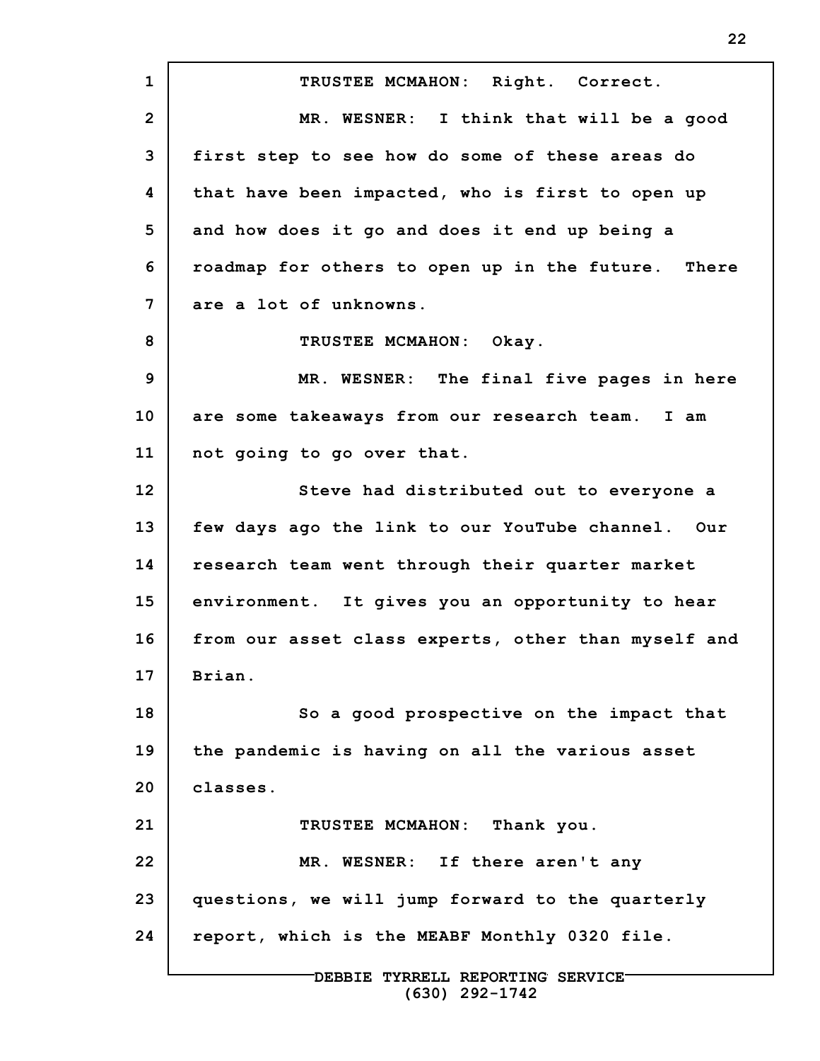TRUSTEE MCMAHON: Right. Correct.

MR. WESNER: I think that will be a good first step to see how do some of these areas do that have been impacted, who is first to open up and how does it go and does it end up being a roadmap for others to open up in the future. There are a lot of unknowns.

TRUSTEE MCMAHON: Okay.

MR. WESNER: The final five pages in here are some takeaways from our research team. I am not going to go over that.

Steve had distributed out to everyone a few days ago the link to our YouTube channel. Our research team went through their quarter market environment. It gives you an opportunity to hear from our asset class experts, other than myself and Brian.

So a good prospective on the impact that the pandemic is having on all the various asset classes.

TRUSTEE MCMAHON: Thank you.

MR. WESNER: If there aren't any questions, we will jump forward to the quarterly report, which is the MEABF Monthly 0320 file.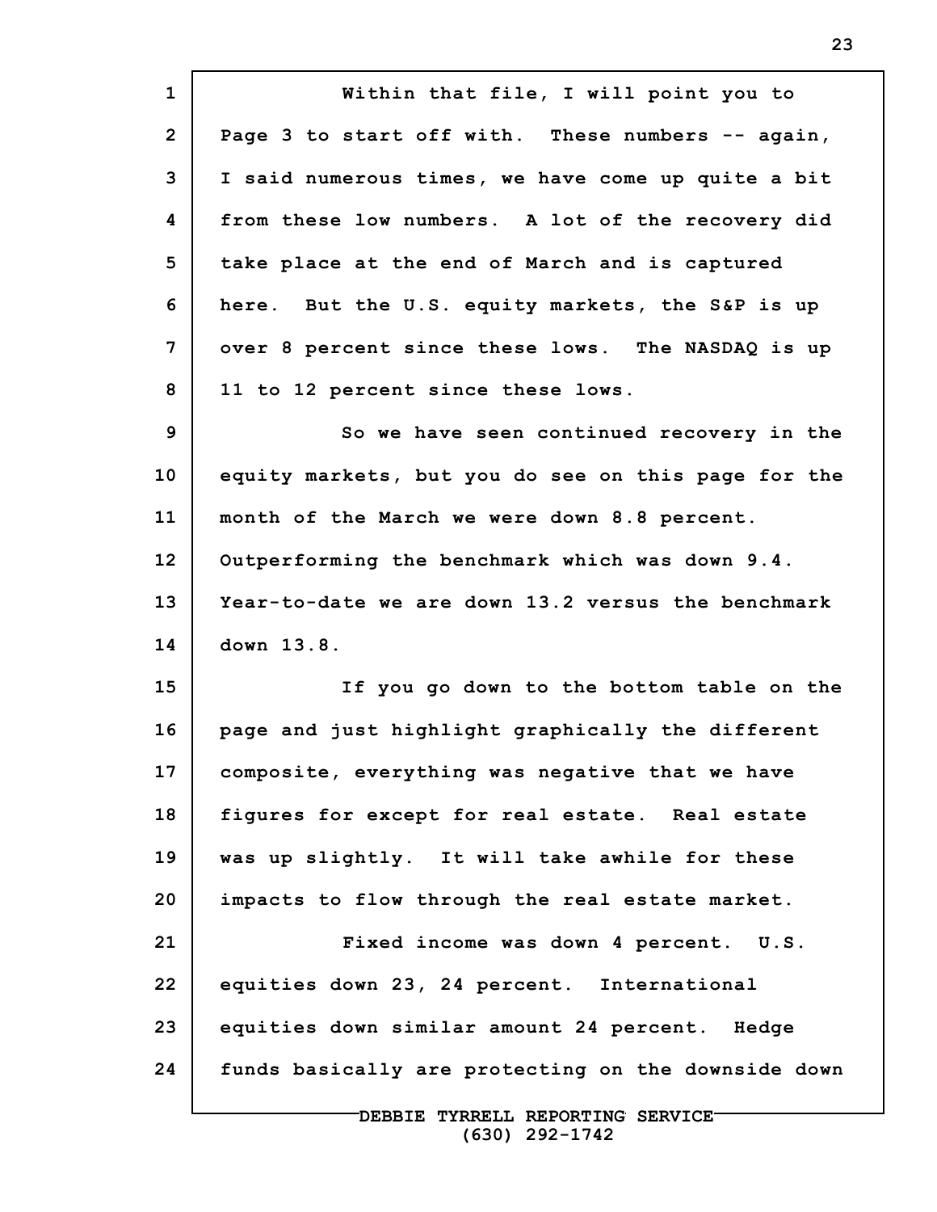Within that file, I will point you to Page 3 to start off with. These numbers -- again, I said numerous times, we have come up quite a bit from these low numbers. A lot of the recovery did take place at the end of March and is captured here. But the U.S. equity markets, the S&P is up over 8 percent since these lows. The NASDAQ is up 11 to 12 percent since these lows.

So we have seen continued recovery in the equity markets, but you do see on this page for the month of the March we were down 8.8 percent. Outperforming the benchmark which was down 9.4. Year-to-date we are down 13.2 versus the benchmark down 13.8.

If you go down to the bottom table on the page and just highlight graphically the different composite, everything was negative that we have figures for except for real estate. Real estate was up slightly. It will take awhile for these impacts to flow through the real estate market.

Fixed income was down 4 percent. U.S. equities down 23, 24 percent. International equities down similar amount 24 percent. Hedge funds basically are protecting on the downside down

DEBBIE TYRRELL REPORTING SERVICE
(630) 292-1742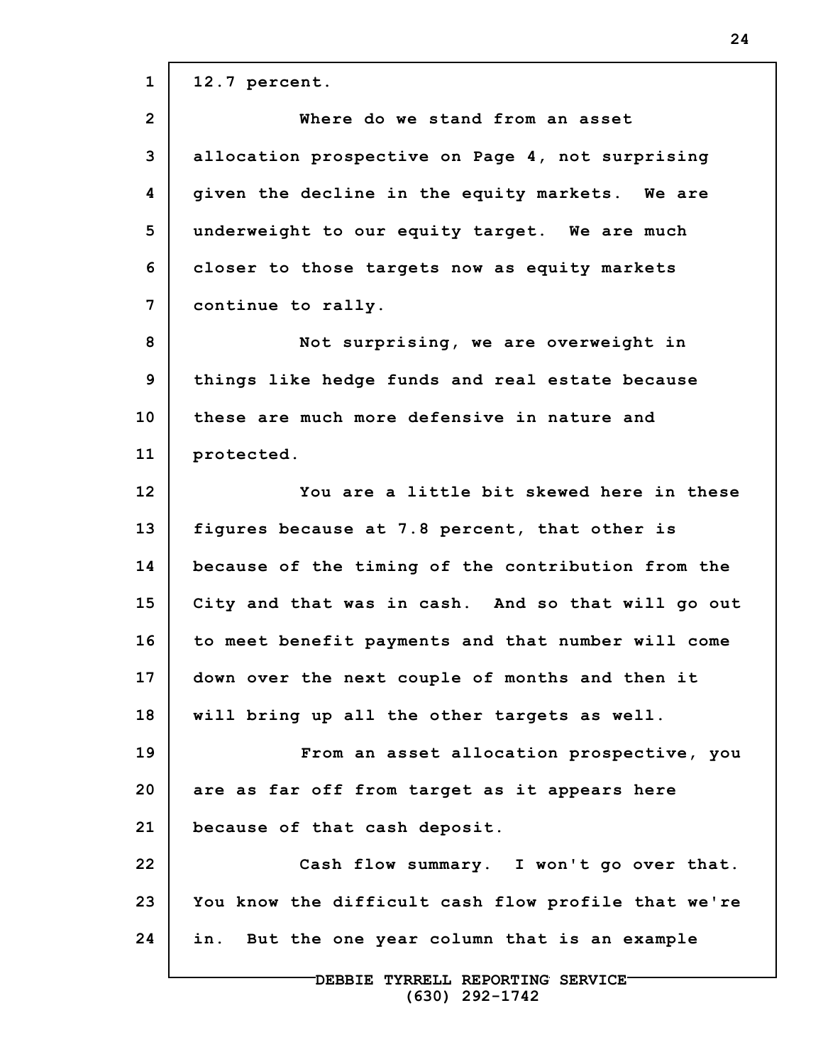12.7 percent.

Where do we stand from an asset allocation prospective on Page 4, not surprising given the decline in the equity markets. We are underweight to our equity target. We are much closer to those targets now as equity markets continue to rally.

Not surprising, we are overweight in things like hedge funds and real estate because these are much more defensive in nature and protected.

You are a little bit skewed here in these figures because at 7.8 percent, that other is because of the timing of the contribution from the City and that was in cash. And so that will go out to meet benefit payments and that number will come down over the next couple of months and then it will bring up all the other targets as well.

From an asset allocation prospective, you are as far off from target as it appears here because of that cash deposit.

Cash flow summary. I won't go over that. You know the difficult cash flow profile that we're in. But the one year column that is an example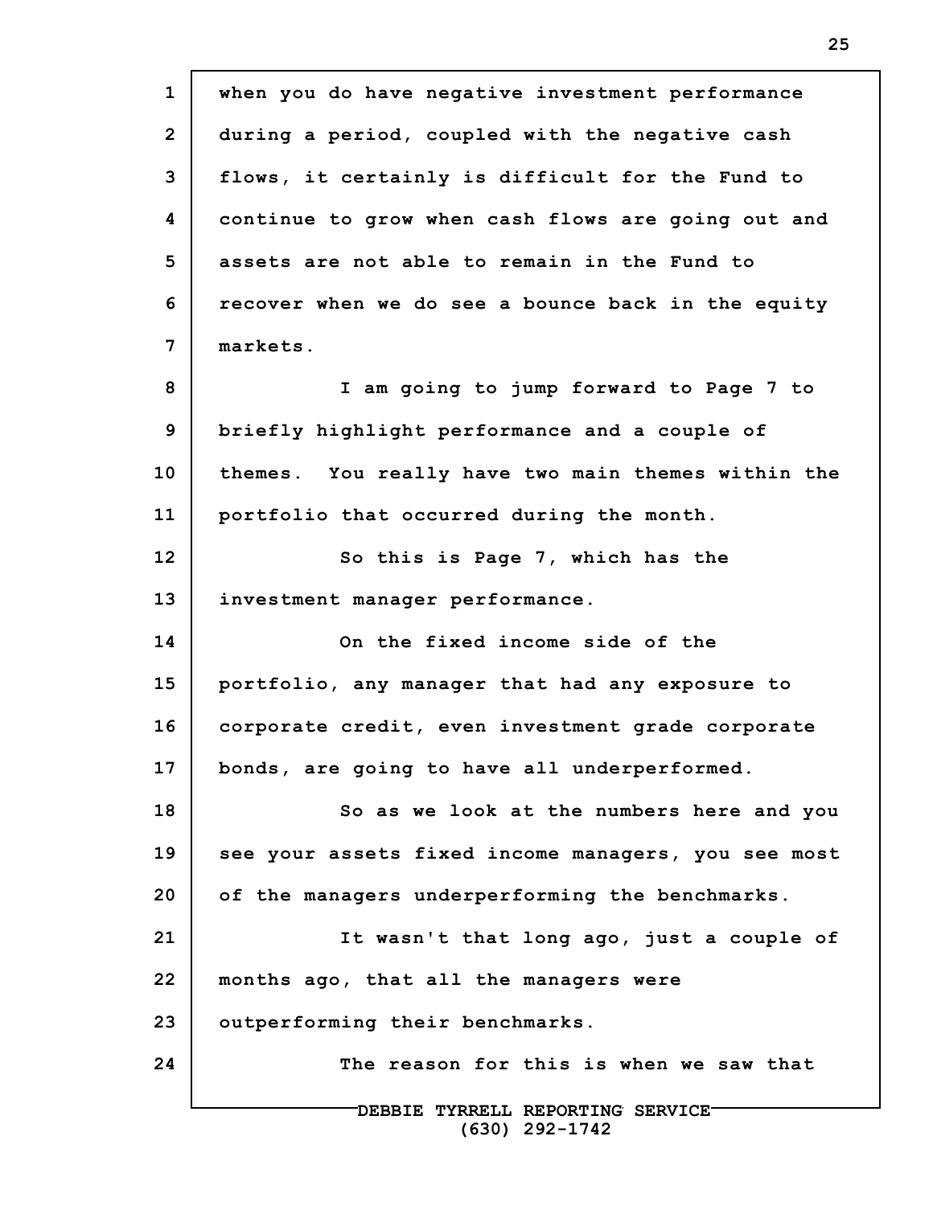when you do have negative investment performance during a period, coupled with the negative cash flows, it certainly is difficult for the Fund to continue to grow when cash flows are going out and assets are not able to remain in the Fund to recover when we do see a bounce back in the equity markets.

I am going to jump forward to Page 7 to briefly highlight performance and a couple of themes. You really have two main themes within the portfolio that occurred during the month.

So this is Page 7, which has the investment manager performance.

On the fixed income side of the portfolio, any manager that had any exposure to corporate credit, even investment grade corporate bonds, are going to have all underperformed.

So as we look at the numbers here and you see your assets fixed income managers, you see most of the managers underperforming the benchmarks.

It wasn't that long ago, just a couple of months ago, that all the managers were outperforming their benchmarks.

The reason for this is when we saw that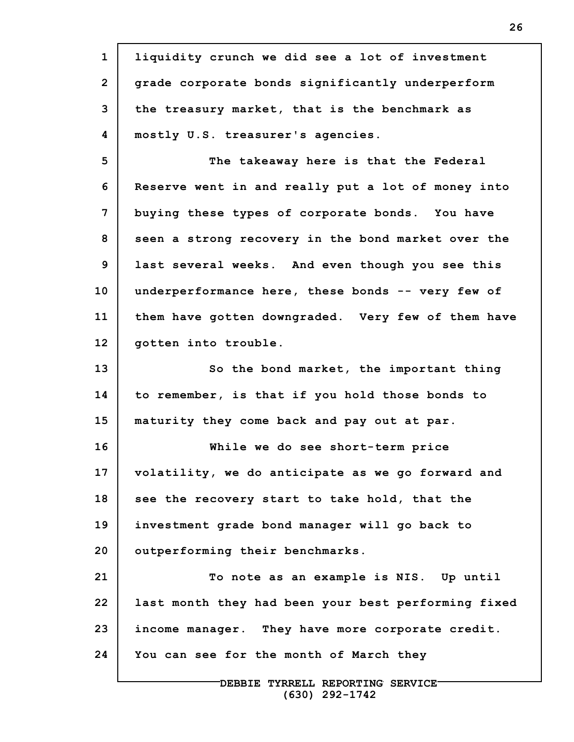liquidity crunch we did see a lot of investment grade corporate bonds significantly underperform the treasury market, that is the benchmark as mostly U.S. treasurer's agencies.

The takeaway here is that the Federal Reserve went in and really put a lot of money into buying these types of corporate bonds. You have seen a strong recovery in the bond market over the last several weeks. And even though you see this underperformance here, these bonds -- very few of them have gotten downgraded. Very few of them have gotten into trouble.

So the bond market, the important thing to remember, is that if you hold those bonds to maturity they come back and pay out at par.

While we do see short-term price volatility, we do anticipate as we go forward and see the recovery start to take hold, that the investment grade bond manager will go back to outperforming their benchmarks.

To note as an example is NIS. Up until last month they had been your best performing fixed income manager. They have more corporate credit. You can see for the month of March they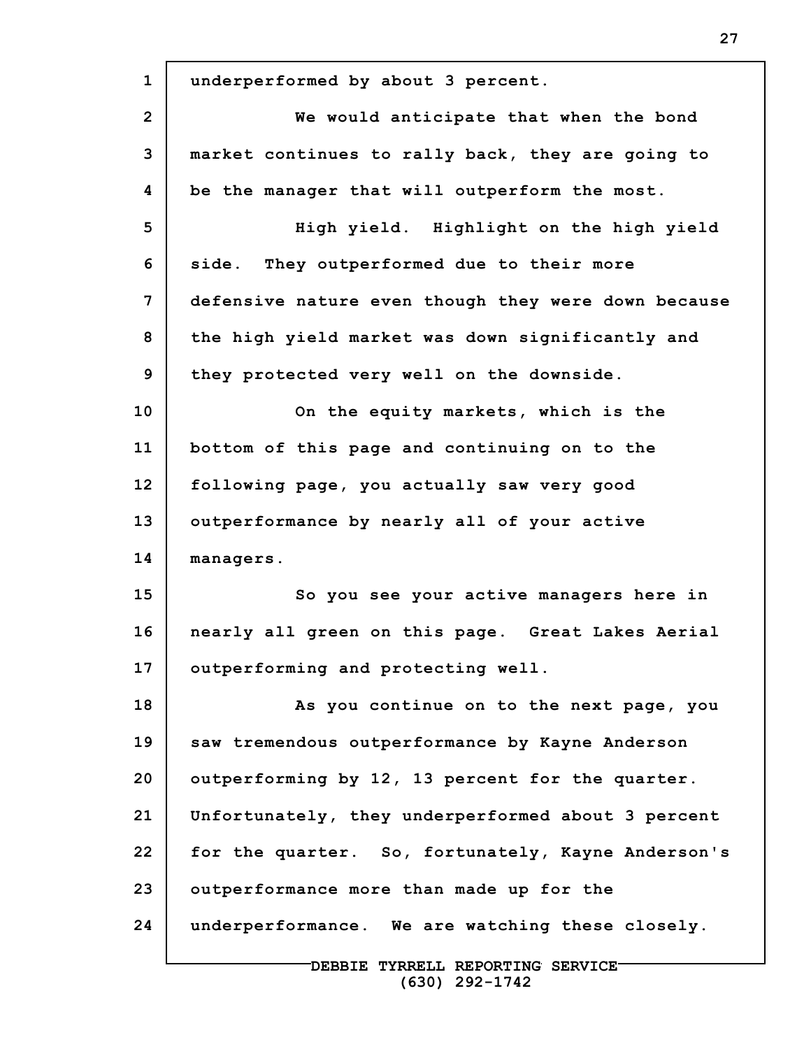underperformed by about 3 percent.

We would anticipate that when the bond market continues to rally back, they are going to be the manager that will outperform the most.

High yield. Highlight on the high yield side. They outperformed due to their more defensive nature even though they were down because the high yield market was down significantly and they protected very well on the downside.

On the equity markets, which is the bottom of this page and continuing on to the following page, you actually saw very good outperformance by nearly all of your active managers.

So you see your active managers here in nearly all green on this page. Great Lakes Aerial outperforming and protecting well.

As you continue on to the next page, you saw tremendous outperformance by Kayne Anderson outperforming by 12, 13 percent for the quarter. Unfortunately, they underperformed about 3 percent for the quarter. So, fortunately, Kayne Anderson's outperformance more than made up for the underperformance. We are watching these closely.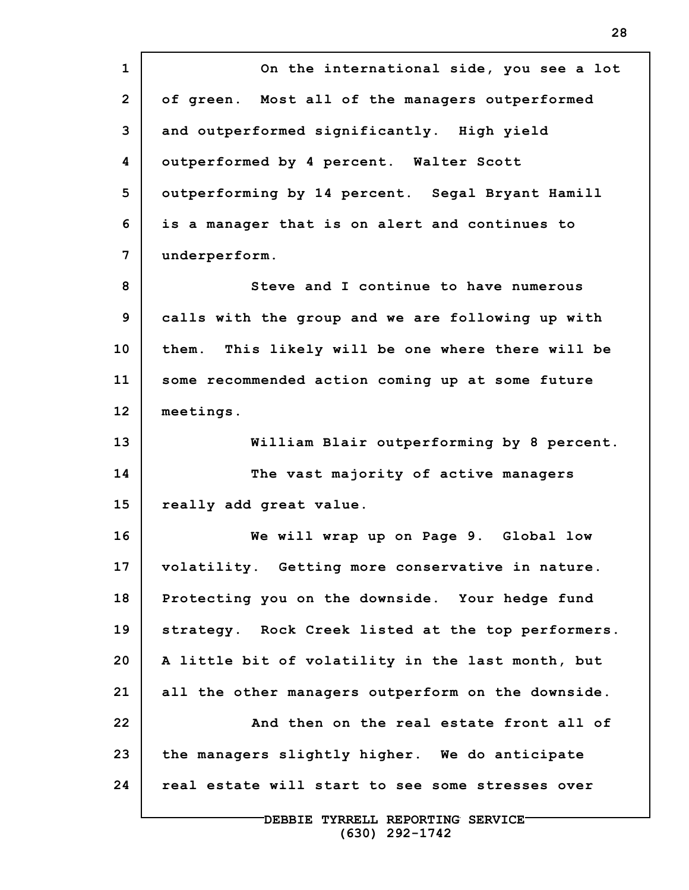On the international side, you see a lot of green. Most all of the managers outperformed and outperformed significantly. High yield outperformed by 4 percent. Walter Scott outperforming by 14 percent. Segal Bryant Hamill is a manager that is on alert and continues to underperform.

Steve and I continue to have numerous calls with the group and we are following up with them. This likely will be one where there will be some recommended action coming up at some future meetings.

William Blair outperforming by 8 percent.

The vast majority of active managers really add great value.

We will wrap up on Page 9. Global low volatility. Getting more conservative in nature. Protecting you on the downside. Your hedge fund strategy. Rock Creek listed at the top performers. A little bit of volatility in the last month, but all the other managers outperform on the downside.

And then on the real estate front all of the managers slightly higher. We do anticipate real estate will start to see some stresses over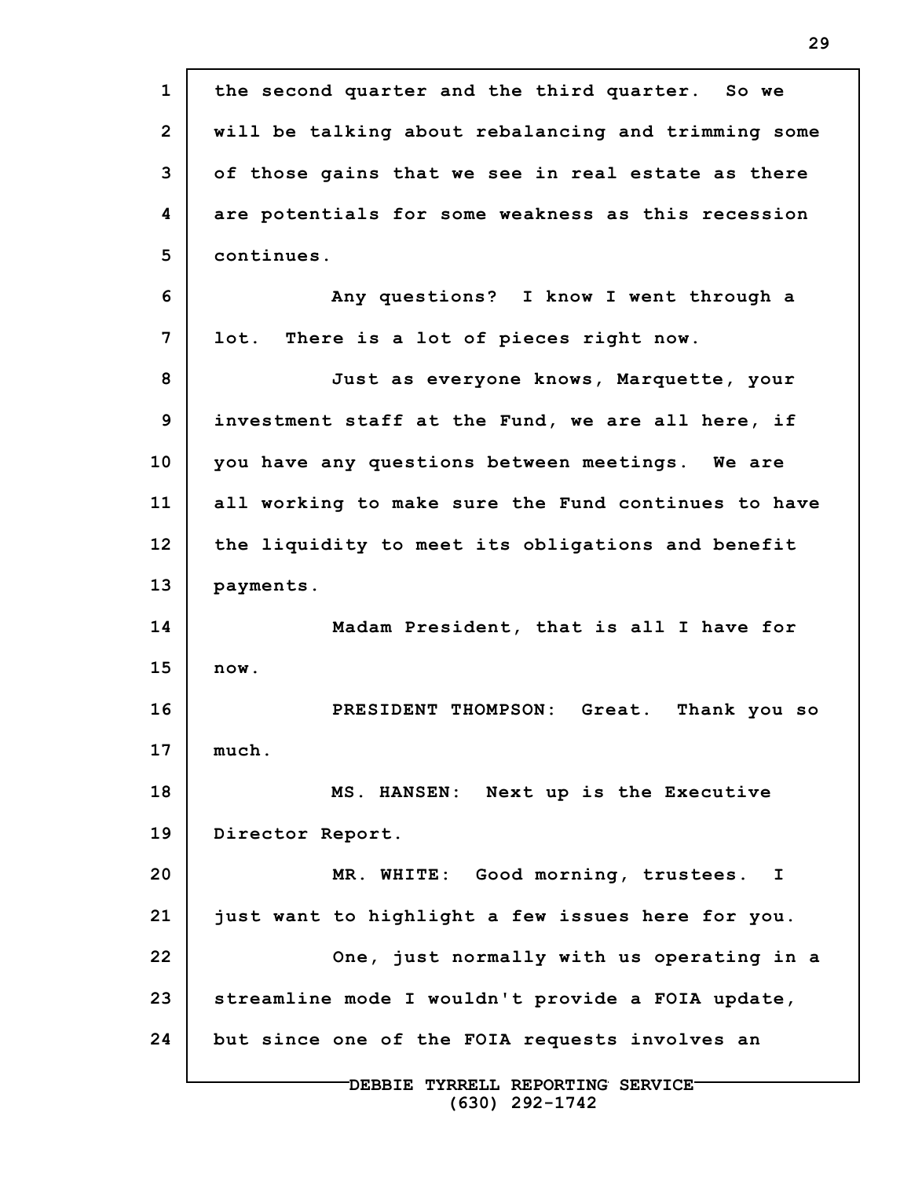the second quarter and the third quarter. So we will be talking about rebalancing and trimming some of those gains that we see in real estate as there are potentials for some weakness as this recession continues.

Any questions? I know I went through a lot. There is a lot of pieces right now.

Just as everyone knows, Marquette, your investment staff at the Fund, we are all here, if you have any questions between meetings. We are all working to make sure the Fund continues to have the liquidity to meet its obligations and benefit payments.

Madam President, that is all I have for now.

PRESIDENT THOMPSON: Great. Thank you so much.

MS. HANSEN: Next up is the Executive Director Report.

MR. WHITE: Good morning, trustees. I just want to highlight a few issues here for you.

One, just normally with us operating in a streamline mode I wouldn't provide a FOIA update, but since one of the FOIA requests involves an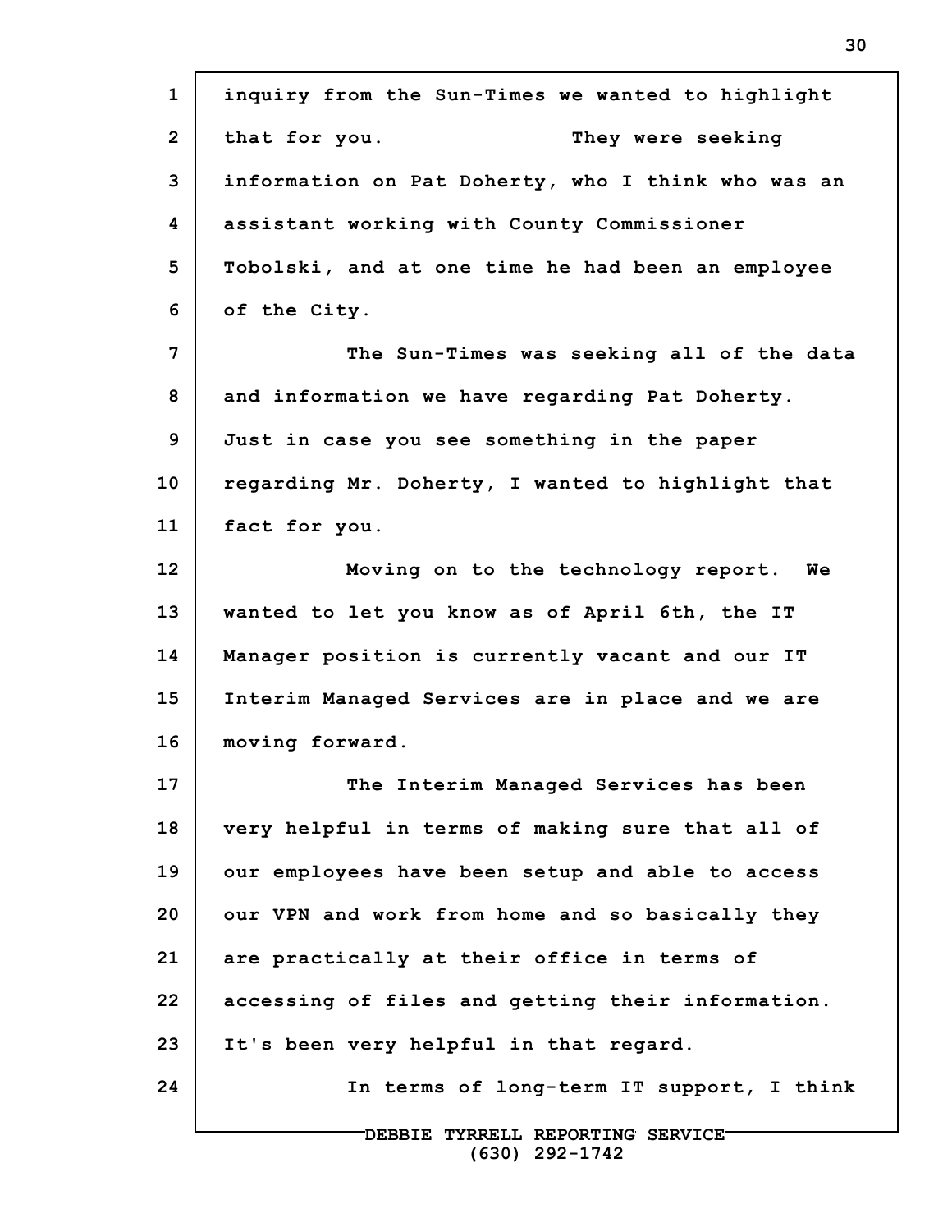inquiry from the Sun-Times we wanted to highlight that for you. They were seeking information on Pat Doherty, who I think who was an assistant working with County Commissioner Tobolski, and at one time he had been an employee of the City.

The Sun-Times was seeking all of the data and information we have regarding Pat Doherty. Just in case you see something in the paper regarding Mr. Doherty, I wanted to highlight that fact for you.

Moving on to the technology report. We wanted to let you know as of April 6th, the IT Manager position is currently vacant and our IT Interim Managed Services are in place and we are moving forward.

The Interim Managed Services has been very helpful in terms of making sure that all of our employees have been setup and able to access our VPN and work from home and so basically they are practically at their office in terms of accessing of files and getting their information. It's been very helpful in that regard.

In terms of long-term IT support, I think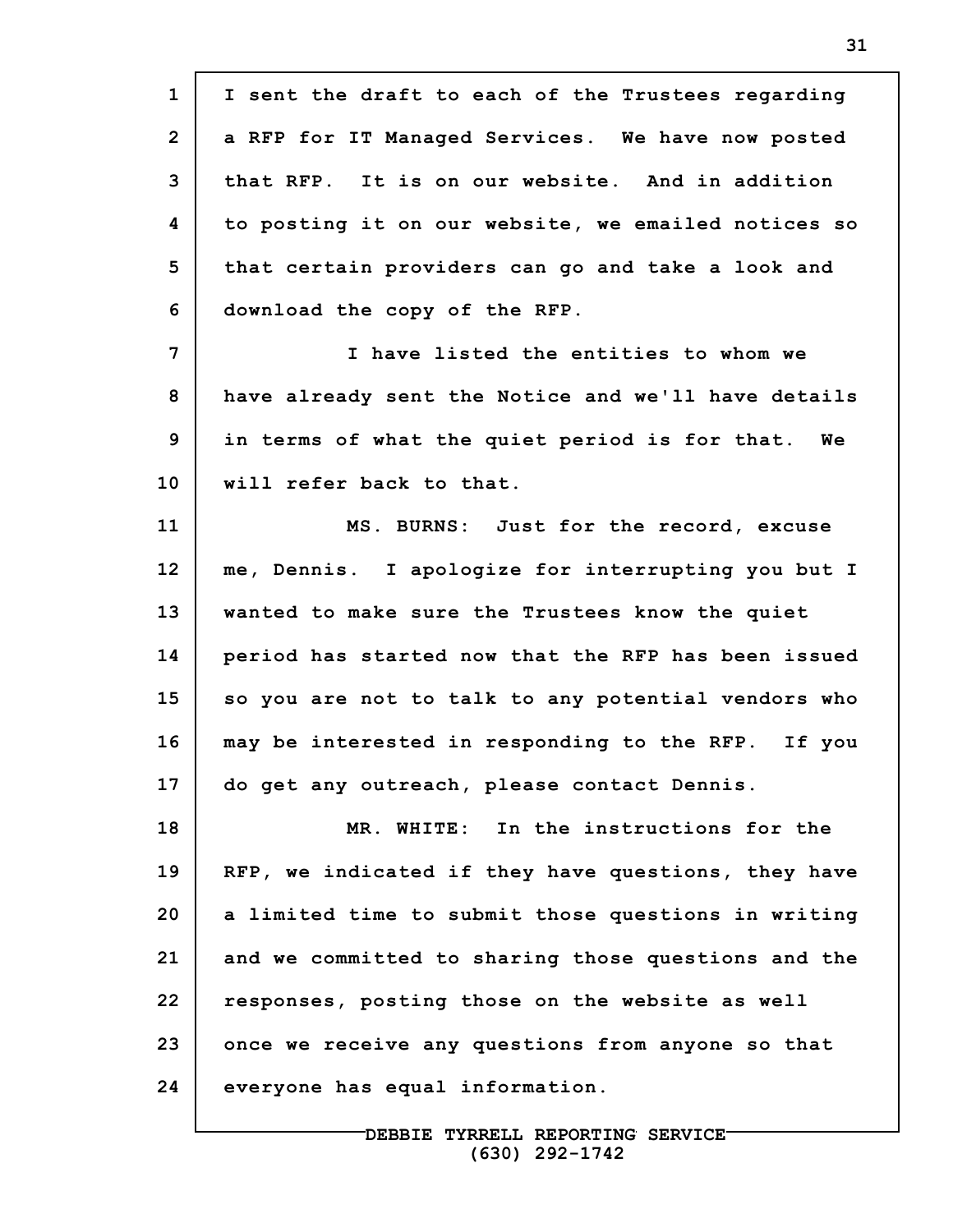I sent the draft to each of the Trustees regarding a RFP for IT Managed Services. We have now posted that RFP. It is on our website. And in addition to posting it on our website, we emailed notices so that certain providers can go and take a look and download the copy of the RFP.

I have listed the entities to whom we have already sent the Notice and we'll have details in terms of what the quiet period is for that. We will refer back to that.

MS. BURNS: Just for the record, excuse me, Dennis. I apologize for interrupting you but I wanted to make sure the Trustees know the quiet period has started now that the RFP has been issued so you are not to talk to any potential vendors who may be interested in responding to the RFP. If you do get any outreach, please contact Dennis.

MR. WHITE: In the instructions for the RFP, we indicated if they have questions, they have a limited time to submit those questions in writing and we committed to sharing those questions and the responses, posting those on the website as well once we receive any questions from anyone so that everyone has equal information.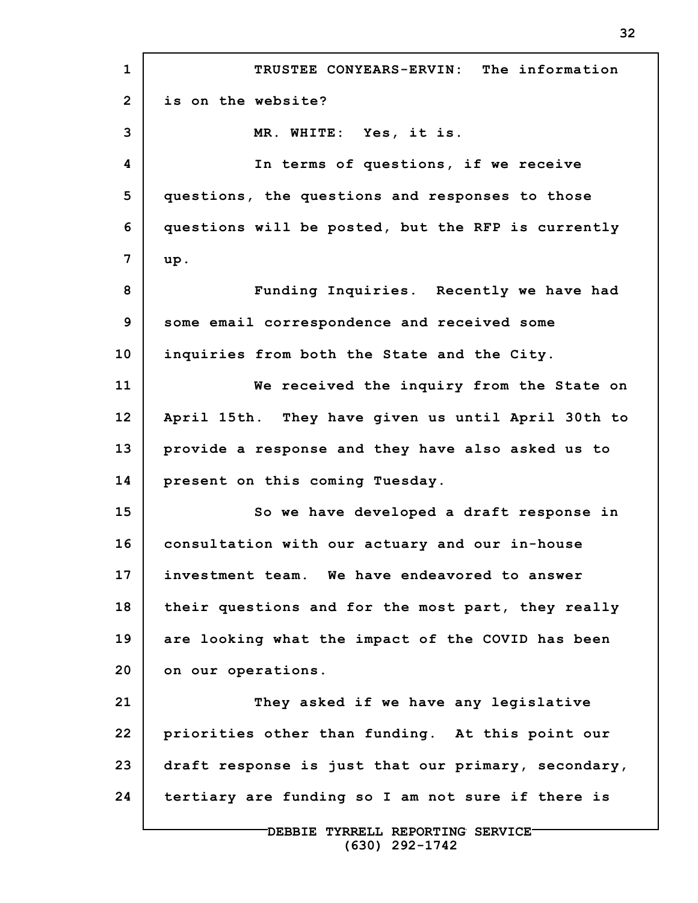TRUSTEE CONYEARS-ERVIN: The information is on the website?

MR. WHITE: Yes, it is.

In terms of questions, if we receive questions, the questions and responses to those questions will be posted, but the RFP is currently up.

Funding Inquiries. Recently we have had some email correspondence and received some inquiries from both the State and the City.

We received the inquiry from the State on April 15th. They have given us until April 30th to provide a response and they have also asked us to present on this coming Tuesday.

So we have developed a draft response in consultation with our actuary and our in-house investment team. We have endeavored to answer their questions and for the most part, they really are looking what the impact of the COVID has been on our operations.

They asked if we have any legislative priorities other than funding. At this point our draft response is just that our primary, secondary, tertiary are funding so I am not sure if there is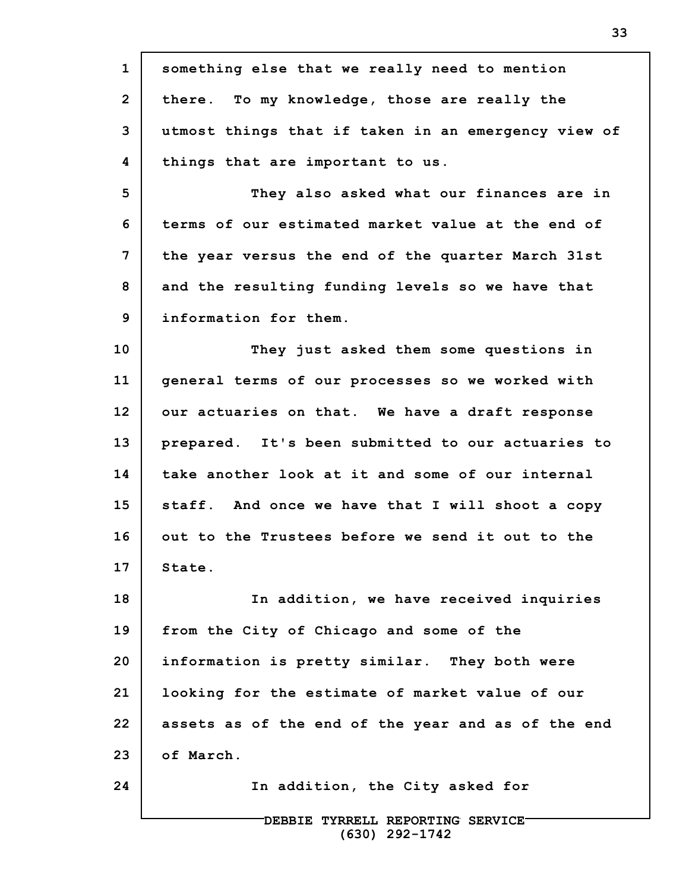something else that we really need to mention there. To my knowledge, those are really the utmost things that if taken in an emergency view of things that are important to us.

They also asked what our finances are in terms of our estimated market value at the end of the year versus the end of the quarter March 31st and the resulting funding levels so we have that information for them.

They just asked them some questions in general terms of our processes so we worked with our actuaries on that. We have a draft response prepared. It's been submitted to our actuaries to take another look at it and some of our internal staff. And once we have that I will shoot a copy out to the Trustees before we send it out to the State.

In addition, we have received inquiries from the City of Chicago and some of the information is pretty similar. They both were looking for the estimate of market value of our assets as of the end of the year and as of the end of March.

In addition, the City asked for

DEBBIE TYRRELL REPORTING SERVICE
(630) 292-1742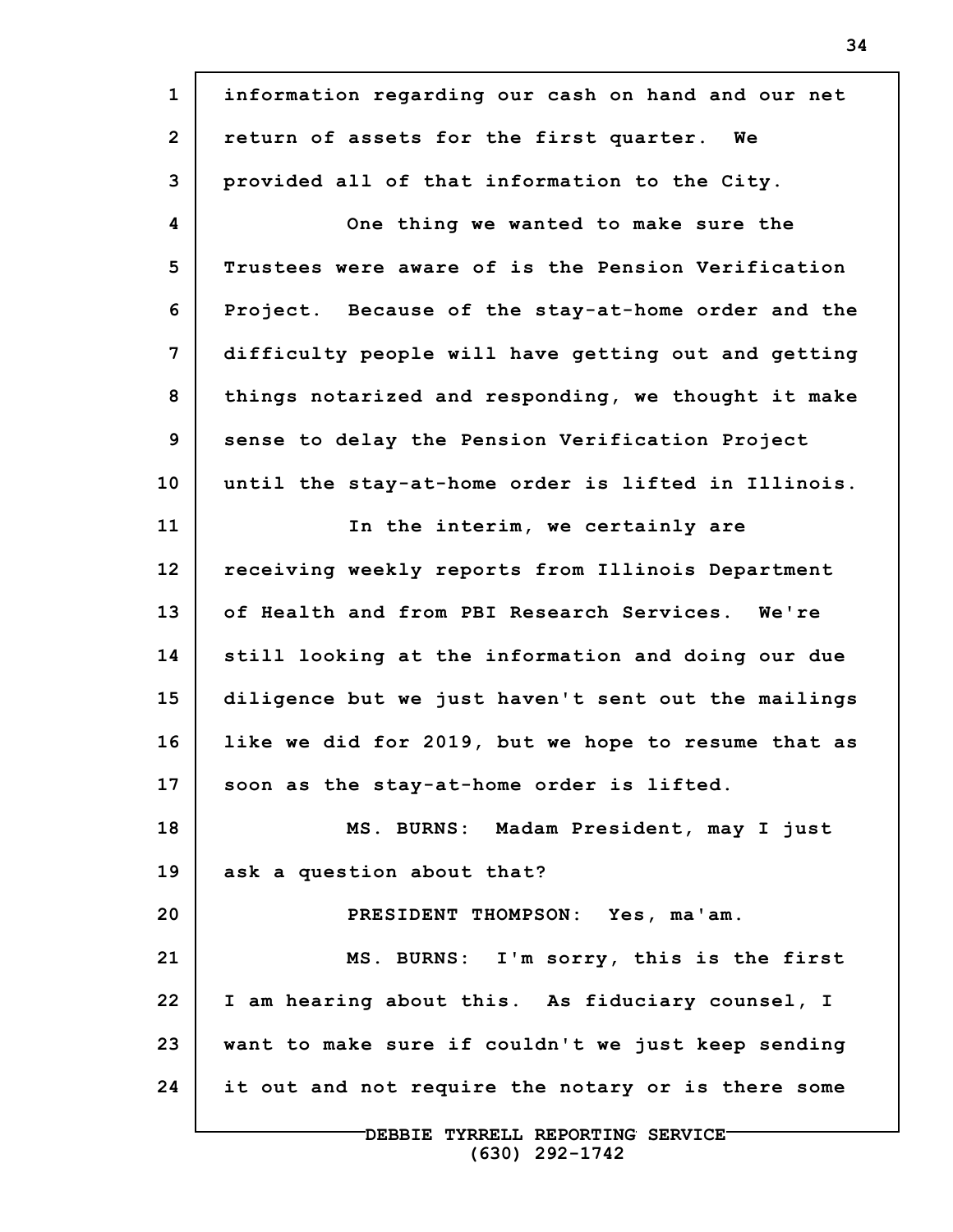information regarding our cash on hand and our net return of assets for the first quarter. We provided all of that information to the City.

One thing we wanted to make sure the Trustees were aware of is the Pension Verification Project. Because of the stay-at-home order and the difficulty people will have getting out and getting things notarized and responding, we thought it make sense to delay the Pension Verification Project until the stay-at-home order is lifted in Illinois.

In the interim, we certainly are receiving weekly reports from Illinois Department of Health and from PBI Research Services. We're still looking at the information and doing our due diligence but we just haven't sent out the mailings like we did for 2019, but we hope to resume that as soon as the stay-at-home order is lifted.

MS. BURNS: Madam President, may I just ask a question about that?

PRESIDENT THOMPSON: Yes, ma'am.

MS. BURNS: I'm sorry, this is the first I am hearing about this. As fiduciary counsel, I want to make sure if couldn't we just keep sending it out and not require the notary or is there some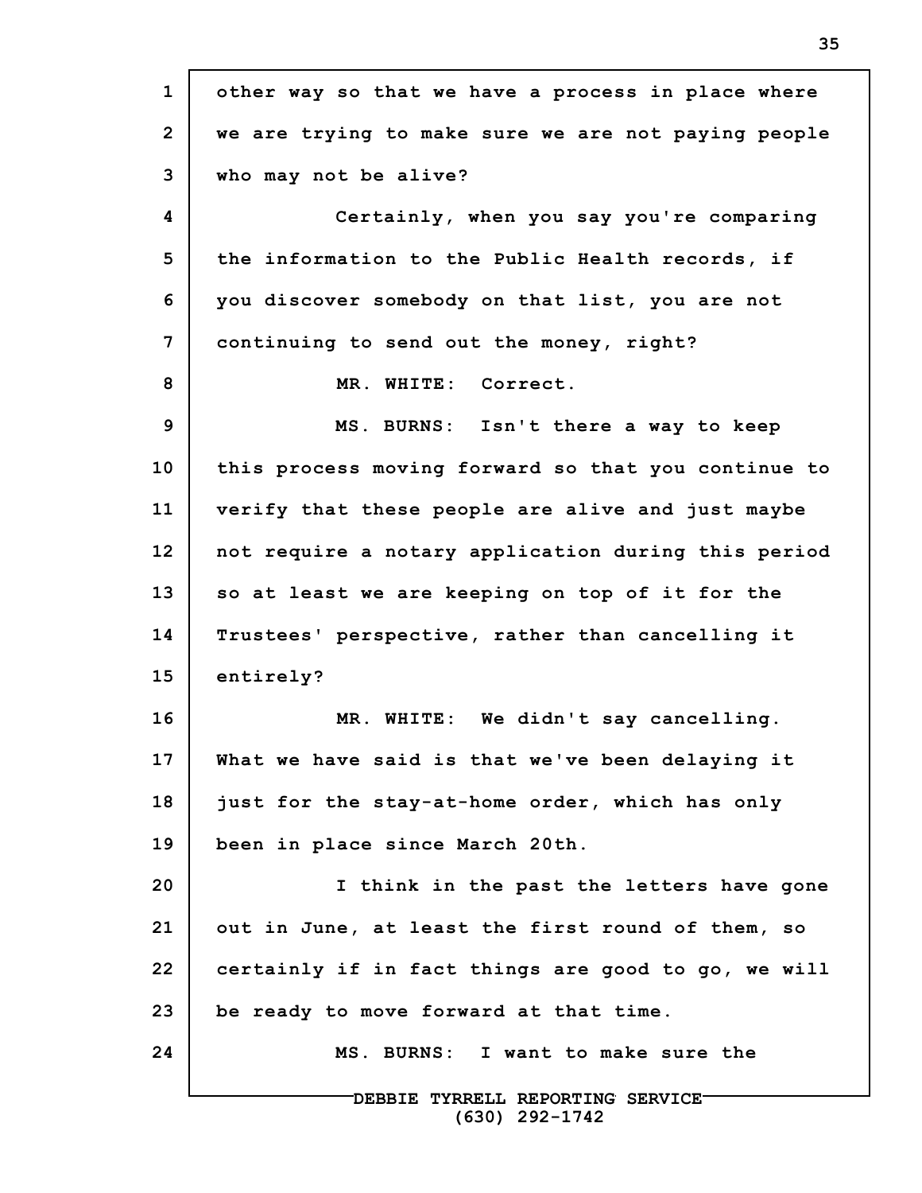other way so that we have a process in place where we are trying to make sure we are not paying people who may not be alive?

Certainly, when you say you're comparing the information to the Public Health records, if you discover somebody on that list, you are not continuing to send out the money, right?

MR. WHITE: Correct.

MS. BURNS: Isn't there a way to keep this process moving forward so that you continue to verify that these people are alive and just maybe not require a notary application during this period so at least we are keeping on top of it for the Trustees' perspective, rather than cancelling it entirely?

MR. WHITE: We didn't say cancelling. What we have said is that we've been delaying it just for the stay-at-home order, which has only been in place since March 20th.

I think in the past the letters have gone out in June, at least the first round of them, so certainly if in fact things are good to go, we will be ready to move forward at that time.

MS. BURNS: I want to make sure the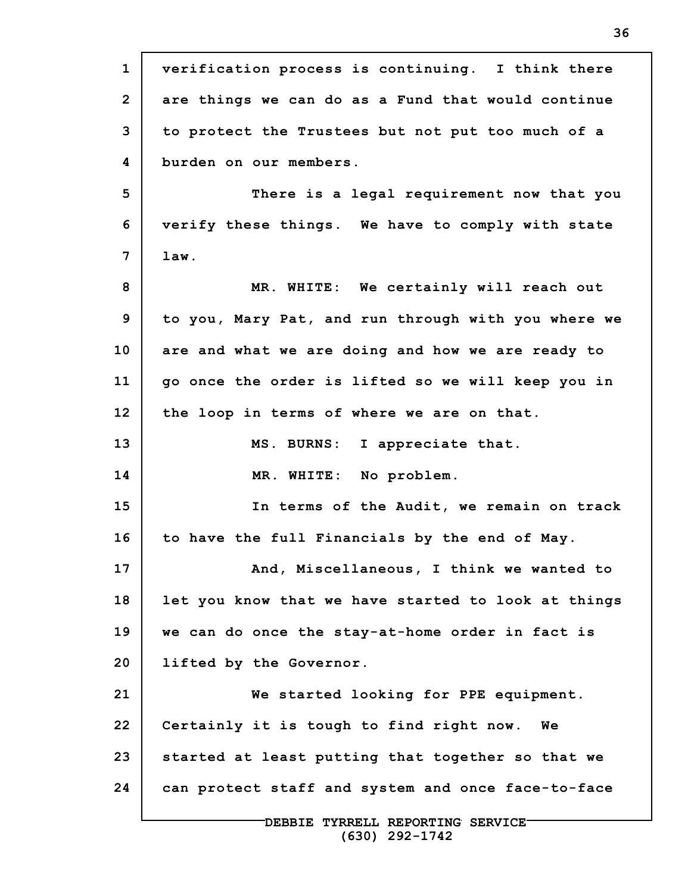verification process is continuing. I think there are things we can do as a Fund that would continue to protect the Trustees but not put too much of a burden on our members.

There is a legal requirement now that you verify these things. We have to comply with state law.

MR. WHITE: We certainly will reach out to you, Mary Pat, and run through with you where we are and what we are doing and how we are ready to go once the order is lifted so we will keep you in the loop in terms of where we are on that.

MS. BURNS: I appreciate that.

MR. WHITE: No problem.

In terms of the Audit, we remain on track to have the full Financials by the end of May.

And, Miscellaneous, I think we wanted to let you know that we have started to look at things we can do once the stay-at-home order in fact is lifted by the Governor.

We started looking for PPE equipment. Certainly it is tough to find right now. We started at least putting that together so that we can protect staff and system and once face-to-face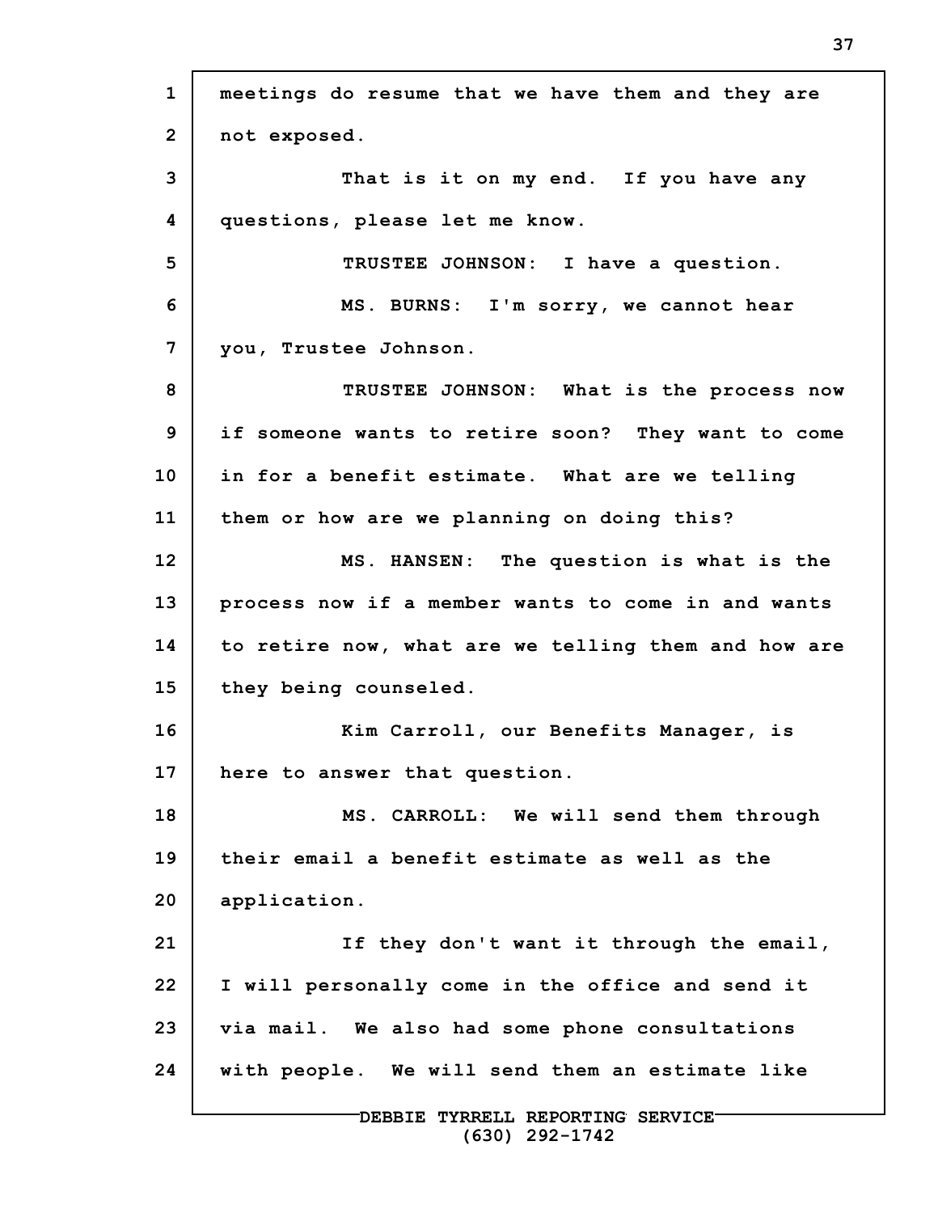meetings do resume that we have them and they are not exposed.

That is it on my end. If you have any questions, please let me know.

TRUSTEE JOHNSON: I have a question.

MS. BURNS: I'm sorry, we cannot hear you, Trustee Johnson.

TRUSTEE JOHNSON: What is the process now if someone wants to retire soon? They want to come in for a benefit estimate. What are we telling them or how are we planning on doing this?

MS. HANSEN: The question is what is the process now if a member wants to come in and wants to retire now, what are we telling them and how are they being counseled.

Kim Carroll, our Benefits Manager, is here to answer that question.

MS. CARROLL: We will send them through their email a benefit estimate as well as the application.

If they don't want it through the email, I will personally come in the office and send it via mail. We also had some phone consultations with people. We will send them an estimate like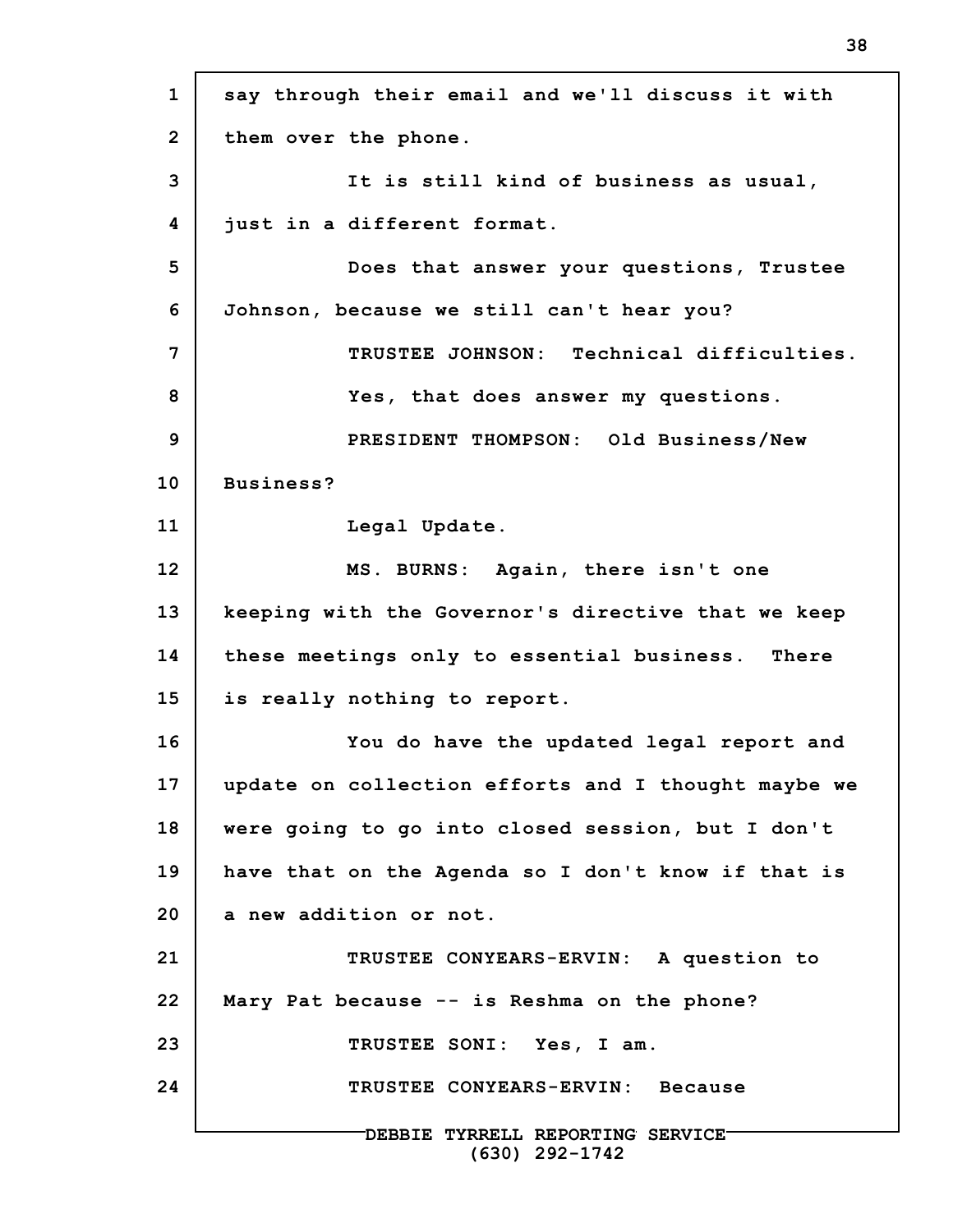say through their email and we'll discuss it with them over the phone.

It is still kind of business as usual, just in a different format.

Does that answer your questions, Trustee Johnson, because we still can't hear you?

TRUSTEE JOHNSON: Technical difficulties. Yes, that does answer my questions.

PRESIDENT THOMPSON: Old Business/New Business?

Legal Update.

MS. BURNS: Again, there isn't one keeping with the Governor's directive that we keep these meetings only to essential business. There is really nothing to report.

You do have the updated legal report and update on collection efforts and I thought maybe we were going to go into closed session, but I don't have that on the Agenda so I don't know if that is a new addition or not.

TRUSTEE CONYEARS-ERVIN: A question to Mary Pat because -- is Reshma on the phone?

TRUSTEE SONI: Yes, I am.

TRUSTEE CONYEARS-ERVIN: Because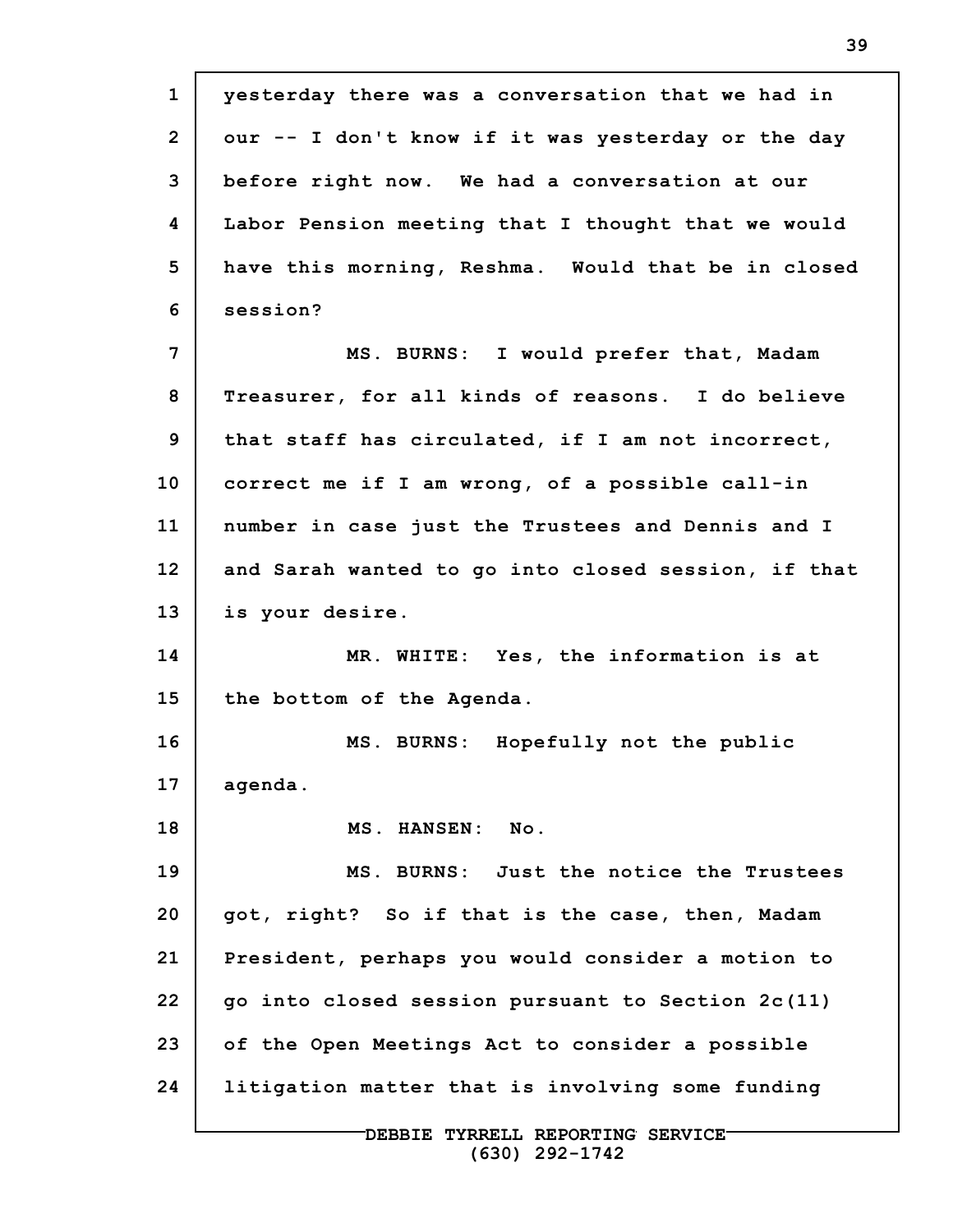yesterday there was a conversation that we had in our -- I don't know if it was yesterday or the day before right now. We had a conversation at our Labor Pension meeting that I thought that we would have this morning, Reshma. Would that be in closed session?

MS. BURNS: I would prefer that, Madam Treasurer, for all kinds of reasons. I do believe that staff has circulated, if I am not incorrect, correct me if I am wrong, of a possible call-in number in case just the Trustees and Dennis and I and Sarah wanted to go into closed session, if that is your desire.

MR. WHITE: Yes, the information is at the bottom of the Agenda.

MS. BURNS: Hopefully not the public agenda.

MS. HANSEN: No.

MS. BURNS: Just the notice the Trustees got, right? So if that is the case, then, Madam President, perhaps you would consider a motion to go into closed session pursuant to Section 2c(11) of the Open Meetings Act to consider a possible litigation matter that is involving some funding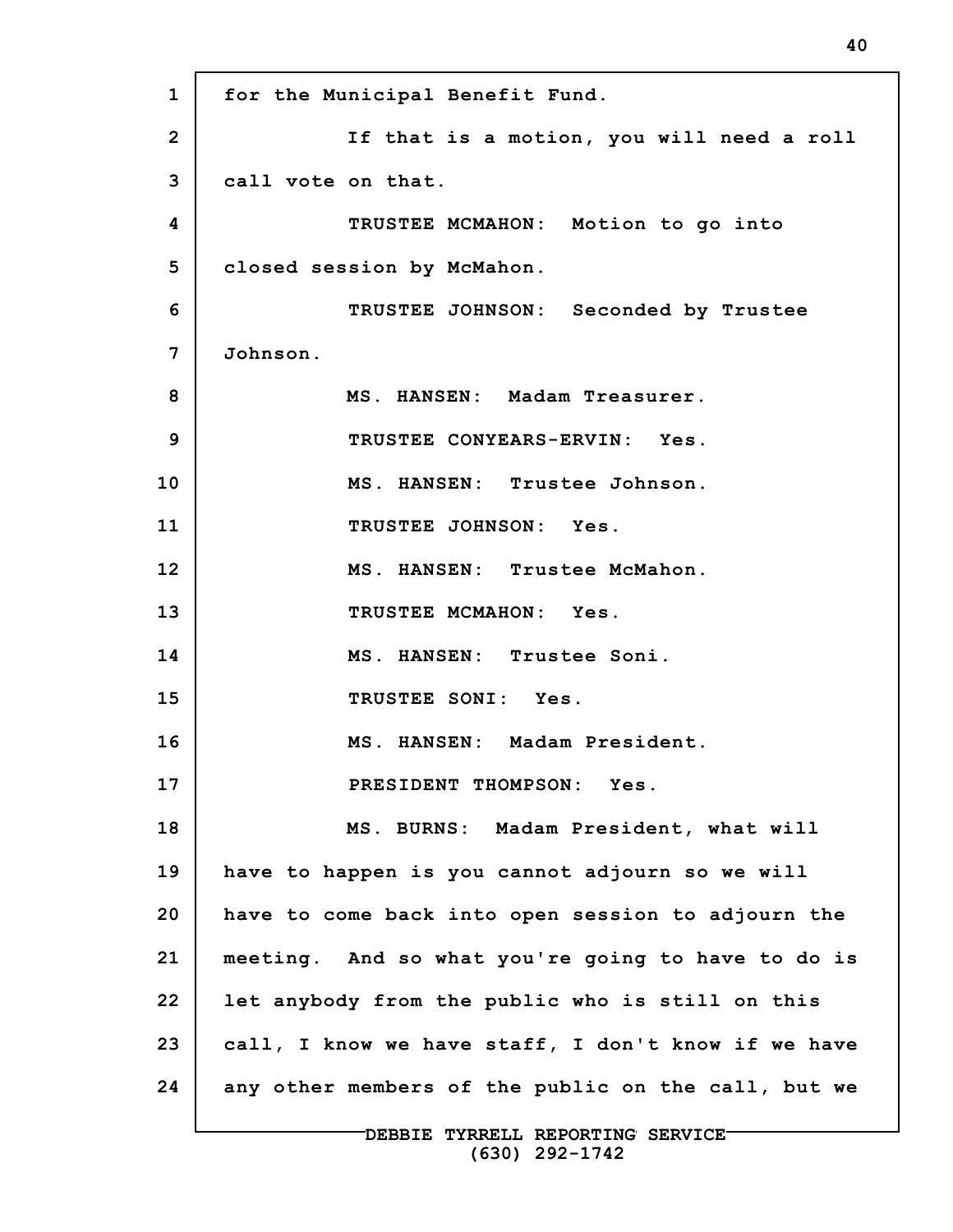for the Municipal Benefit Fund.

If that is a motion, you will need a roll call vote on that.

TRUSTEE MCMAHON: Motion to go into closed session by McMahon.

TRUSTEE JOHNSON: Seconded by Trustee Johnson.

MS. HANSEN: Madam Treasurer.

TRUSTEE CONYEARS-ERVIN: Yes.

MS. HANSEN: Trustee Johnson.

TRUSTEE JOHNSON: Yes.

MS. HANSEN: Trustee McMahon.

TRUSTEE MCMAHON: Yes.

MS. HANSEN: Trustee Soni.

TRUSTEE SONI: Yes.

MS. HANSEN: Madam President.

PRESIDENT THOMPSON: Yes.

MS. BURNS: Madam President, what will have to happen is you cannot adjourn so we will have to come back into open session to adjourn the meeting. And so what you're going to have to do is let anybody from the public who is still on this call, I know we have staff, I don't know if we have any other members of the public on the call, but we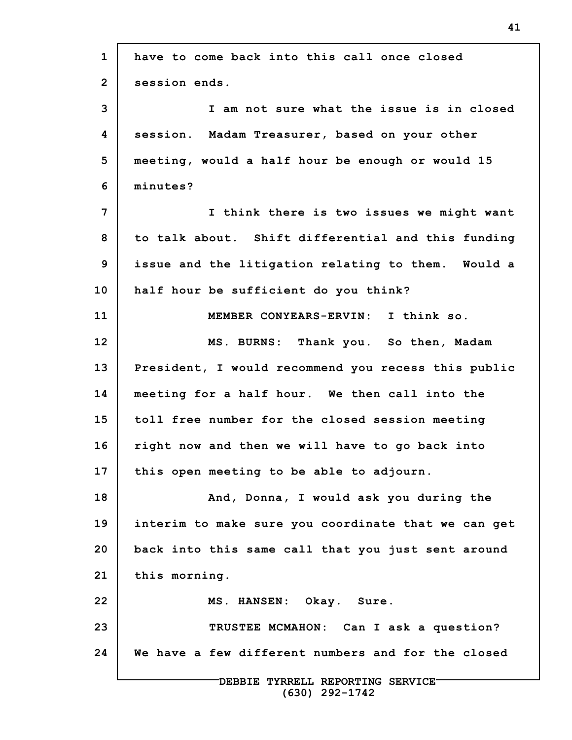have to come back into this call once closed session ends.

I am not sure what the issue is in closed session. Madam Treasurer, based on your other meeting, would a half hour be enough or would 15 minutes?

I think there is two issues we might want to talk about. Shift differential and this funding issue and the litigation relating to them. Would a half hour be sufficient do you think?

MEMBER CONYEARS-ERVIN: I think so.

MS. BURNS: Thank you. So then, Madam President, I would recommend you recess this public meeting for a half hour. We then call into the toll free number for the closed session meeting right now and then we will have to go back into this open meeting to be able to adjourn.

And, Donna, I would ask you during the interim to make sure you coordinate that we can get back into this same call that you just sent around this morning.

MS. HANSEN: Okay. Sure.

TRUSTEE MCMAHON: Can I ask a question? We have a few different numbers and for the closed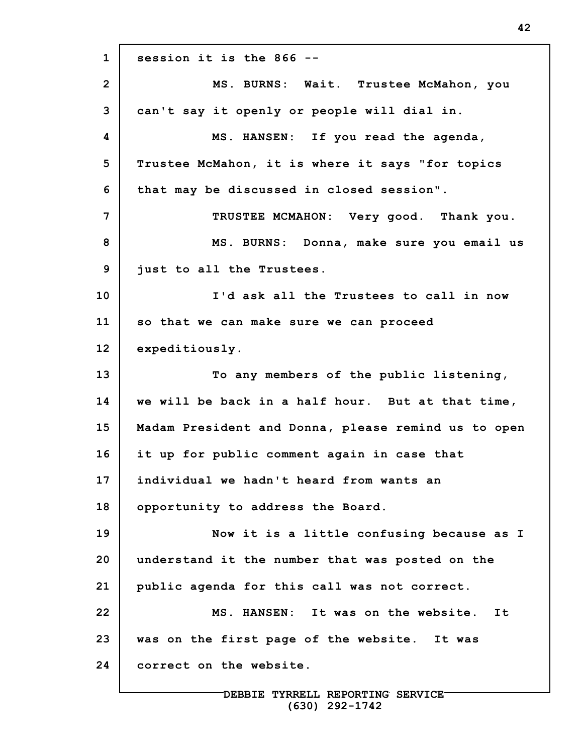session it is the 866 --

MS. BURNS: Wait. Trustee McMahon, you can't say it openly or people will dial in.

MS. HANSEN: If you read the agenda, Trustee McMahon, it is where it says "for topics that may be discussed in closed session".

TRUSTEE MCMAHON: Very good. Thank you.

MS. BURNS: Donna, make sure you email us just to all the Trustees.

I'd ask all the Trustees to call in now so that we can make sure we can proceed expeditiously.

To any members of the public listening, we will be back in a half hour. But at that time, Madam President and Donna, please remind us to open it up for public comment again in case that individual we hadn't heard from wants an opportunity to address the Board.

Now it is a little confusing because as I understand it the number that was posted on the public agenda for this call was not correct.

MS. HANSEN: It was on the website. It was on the first page of the website. It was correct on the website.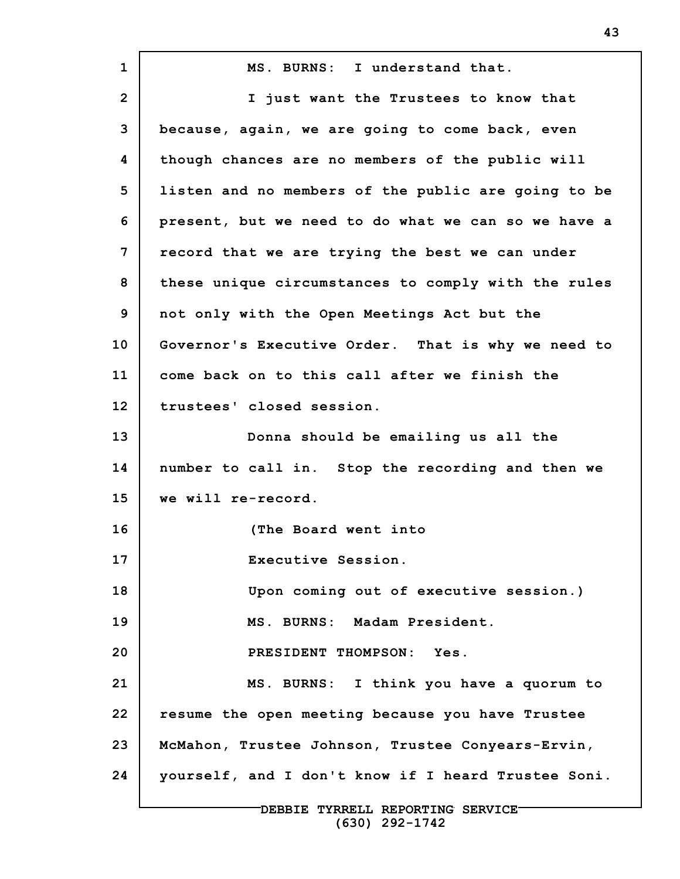MS. BURNS: I understand that.

I just want the Trustees to know that because, again, we are going to come back, even though chances are no members of the public will listen and no members of the public are going to be present, but we need to do what we can so we have a record that we are trying the best we can under these unique circumstances to comply with the rules not only with the Open Meetings Act but the Governor's Executive Order. That is why we need to come back on to this call after we finish the trustees' closed session.

Donna should be emailing us all the number to call in. Stop the recording and then we we will re-record.

(The Board went into
Executive Session.
Upon coming out of executive session.)

MS. BURNS: Madam President.

PRESIDENT THOMPSON: Yes.

MS. BURNS: I think you have a quorum to resume the open meeting because you have Trustee McMahon, Trustee Johnson, Trustee Conyears-Ervin, yourself, and I don't know if I heard Trustee Soni.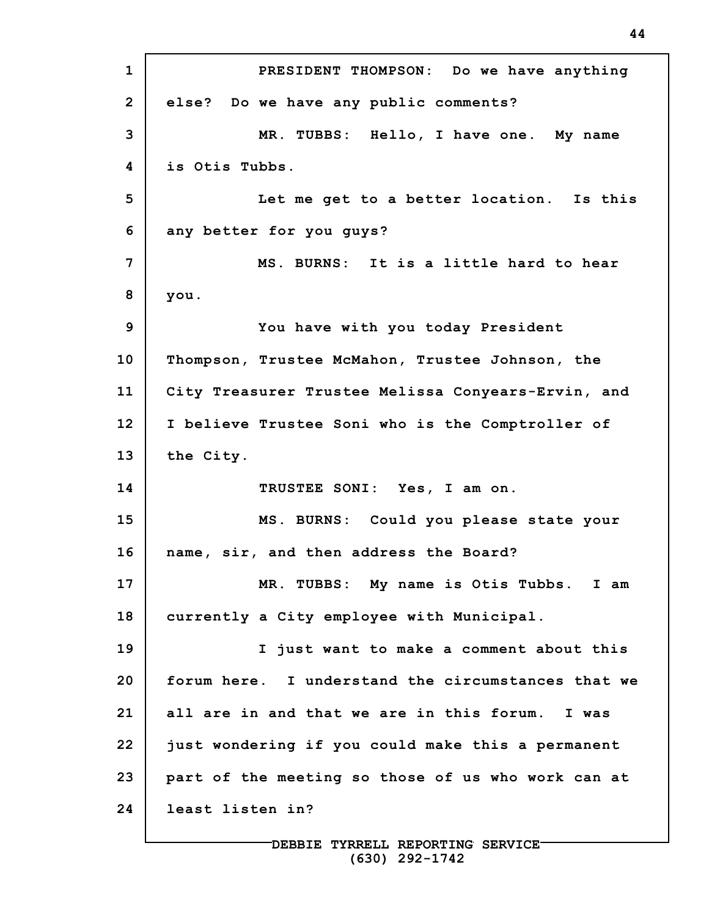PRESIDENT THOMPSON: Do we have anything else? Do we have any public comments?

MR. TUBBS: Hello, I have one. My name is Otis Tubbs.

Let me get to a better location. Is this any better for you guys?

MS. BURNS: It is a little hard to hear you.

You have with you today President Thompson, Trustee McMahon, Trustee Johnson, the City Treasurer Trustee Melissa Conyears-Ervin, and I believe Trustee Soni who is the Comptroller of the City.

TRUSTEE SONI: Yes, I am on.

MS. BURNS: Could you please state your name, sir, and then address the Board?

MR. TUBBS: My name is Otis Tubbs. I am currently a City employee with Municipal.

I just want to make a comment about this forum here. I understand the circumstances that we all are in and that we are in this forum. I was just wondering if you could make this a permanent part of the meeting so those of us who work can at least listen in?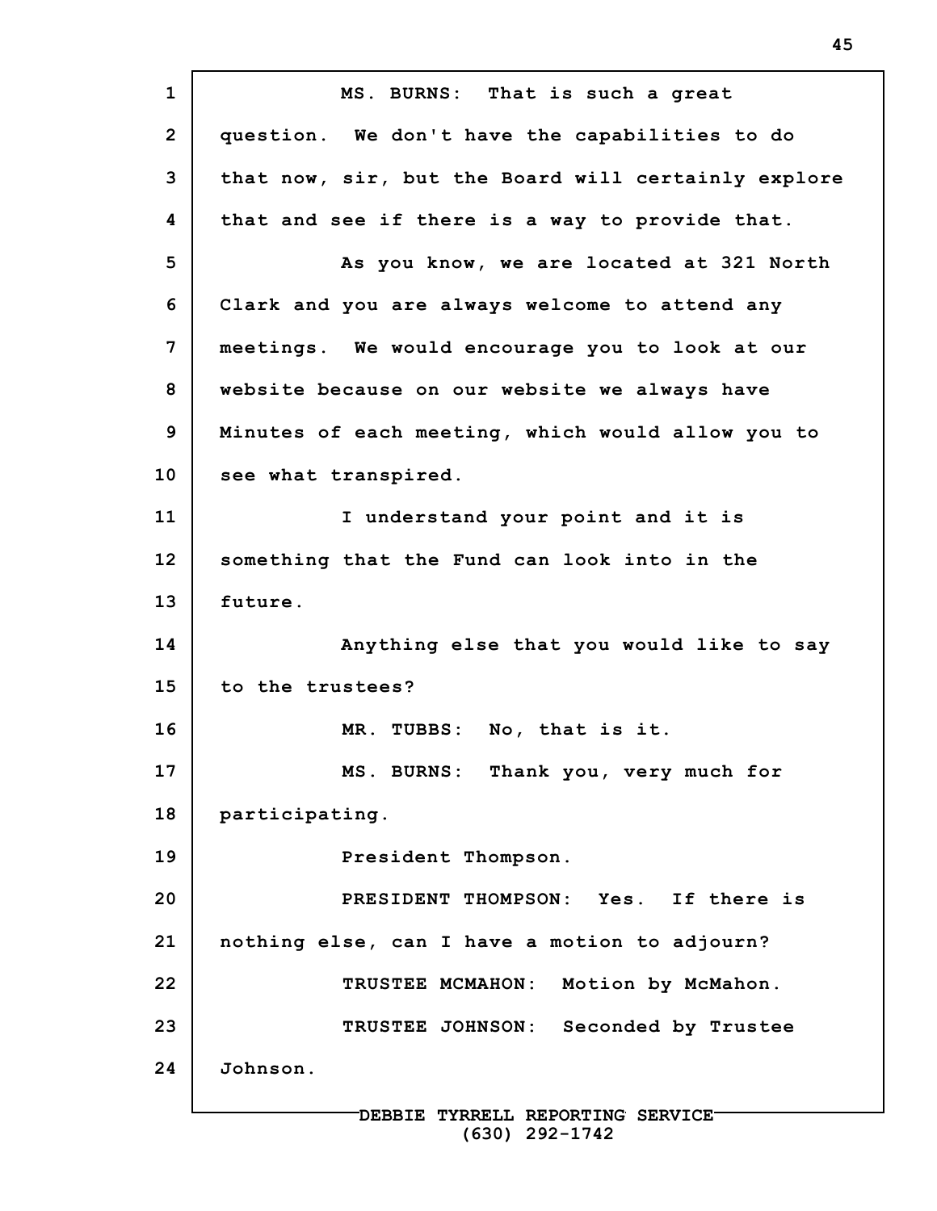MS. BURNS: That is such a great question. We don't have the capabilities to do that now, sir, but the Board will certainly explore that and see if there is a way to provide that.

As you know, we are located at 321 North Clark and you are always welcome to attend any meetings. We would encourage you to look at our website because on our website we always have Minutes of each meeting, which would allow you to see what transpired.

I understand your point and it is something that the Fund can look into in the future.

Anything else that you would like to say to the trustees?

MR. TUBBS: No, that is it.

MS. BURNS: Thank you, very much for participating.

President Thompson.

PRESIDENT THOMPSON: Yes. If there is nothing else, can I have a motion to adjourn?

TRUSTEE MCMAHON: Motion by McMahon.

TRUSTEE JOHNSON: Seconded by Trustee Johnson.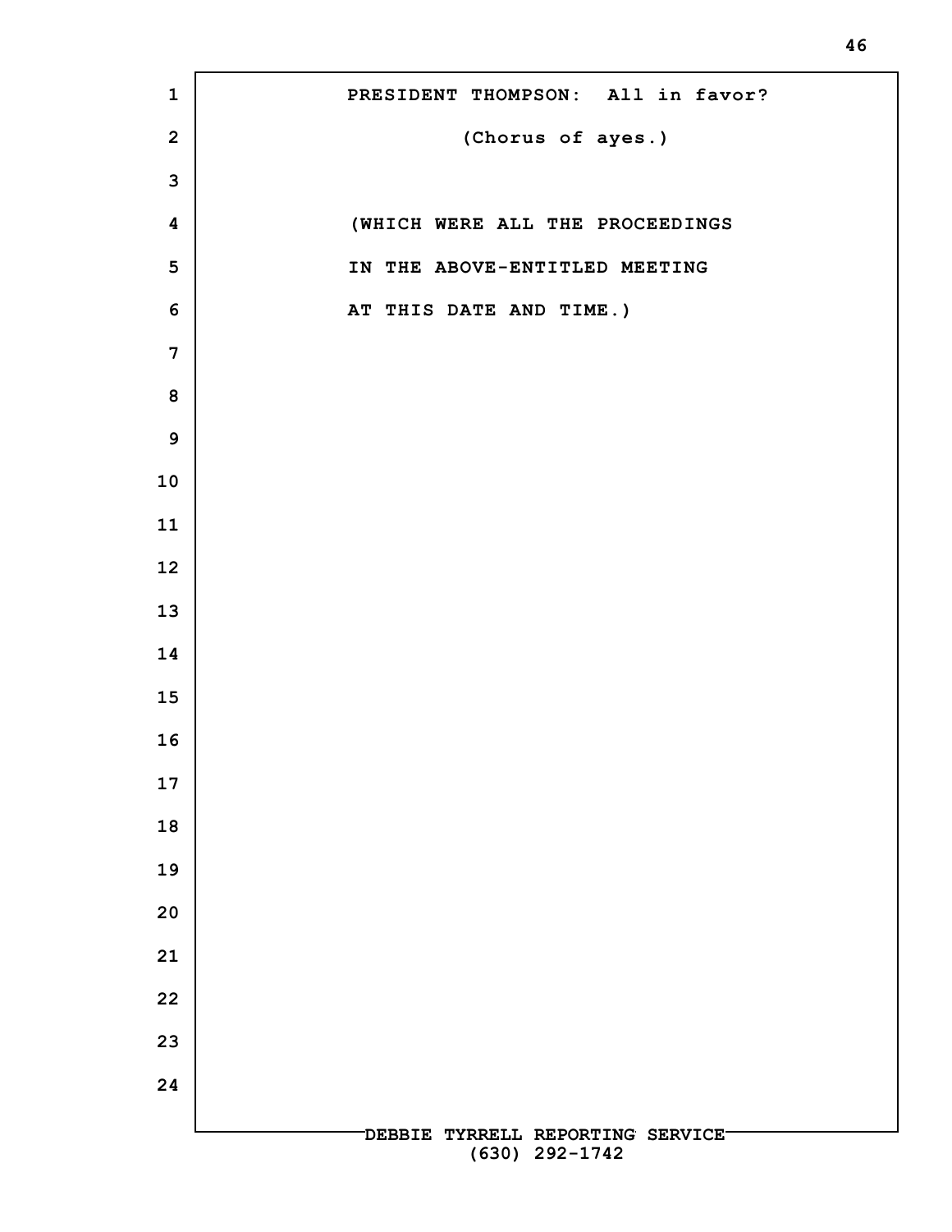PRESIDENT THOMPSON: All in favor?

(Chorus of ayes.)

(WHICH WERE ALL THE PROCEEDINGS
IN THE ABOVE-ENTITLED MEETING
AT THIS DATE AND TIME.)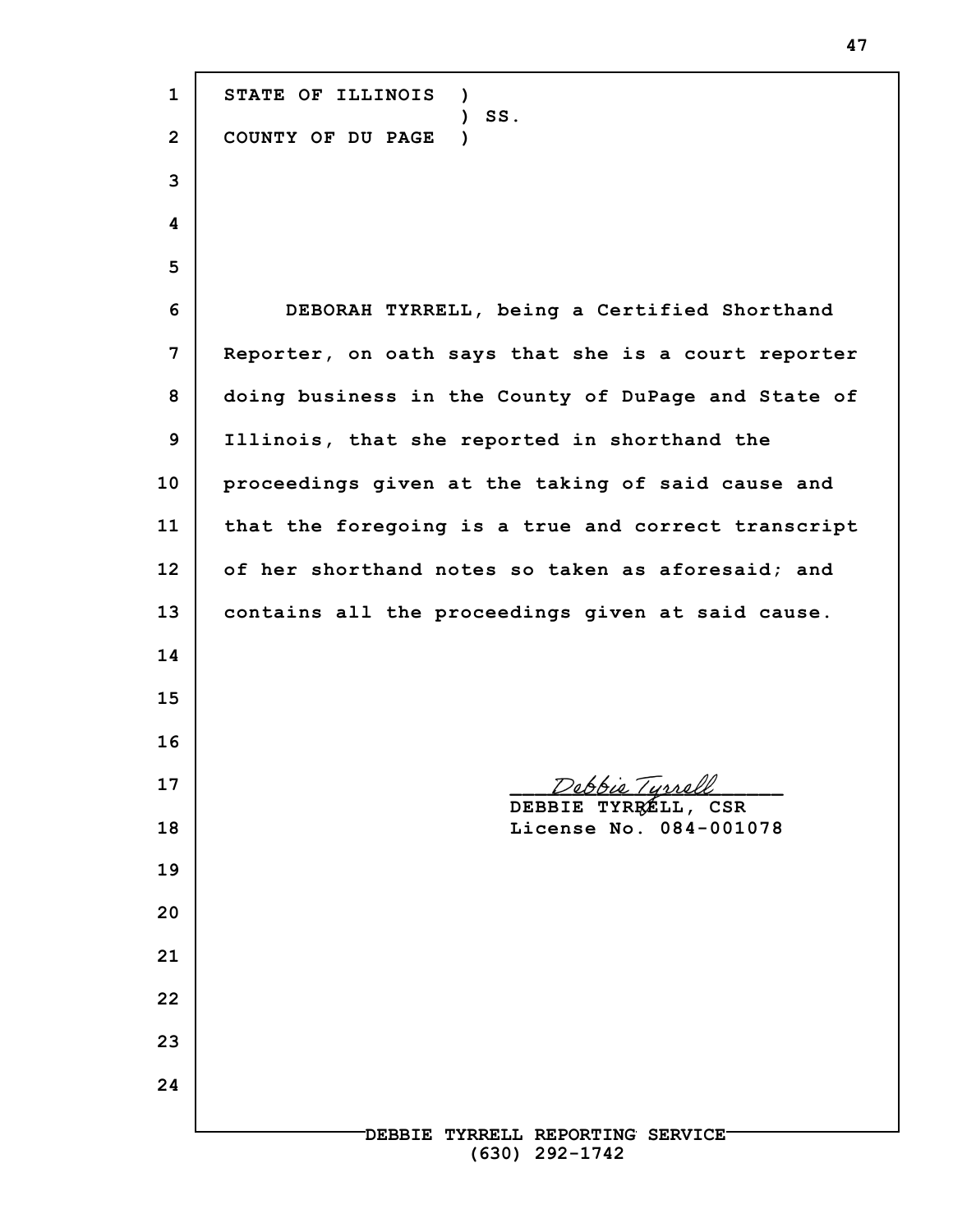STATE OF ILLINOIS )
) SS.
COUNTY OF DU PAGE )

DEBORAH TYRRELL, being a Certified Shorthand Reporter, on oath says that she is a court reporter doing business in the County of DuPage and State of Illinois, that she reported in shorthand the proceedings given at the taking of said cause and that the foregoing is a true and correct transcript of her shorthand notes so taken as aforesaid; and contains all the proceedings given at said cause.

Debbie Tyrrell
DEBBIE TYRRELL, CSR
License No. 084-001078

DEBBIE TYRRELL REPORTING SERVICE
(630) 292-1742